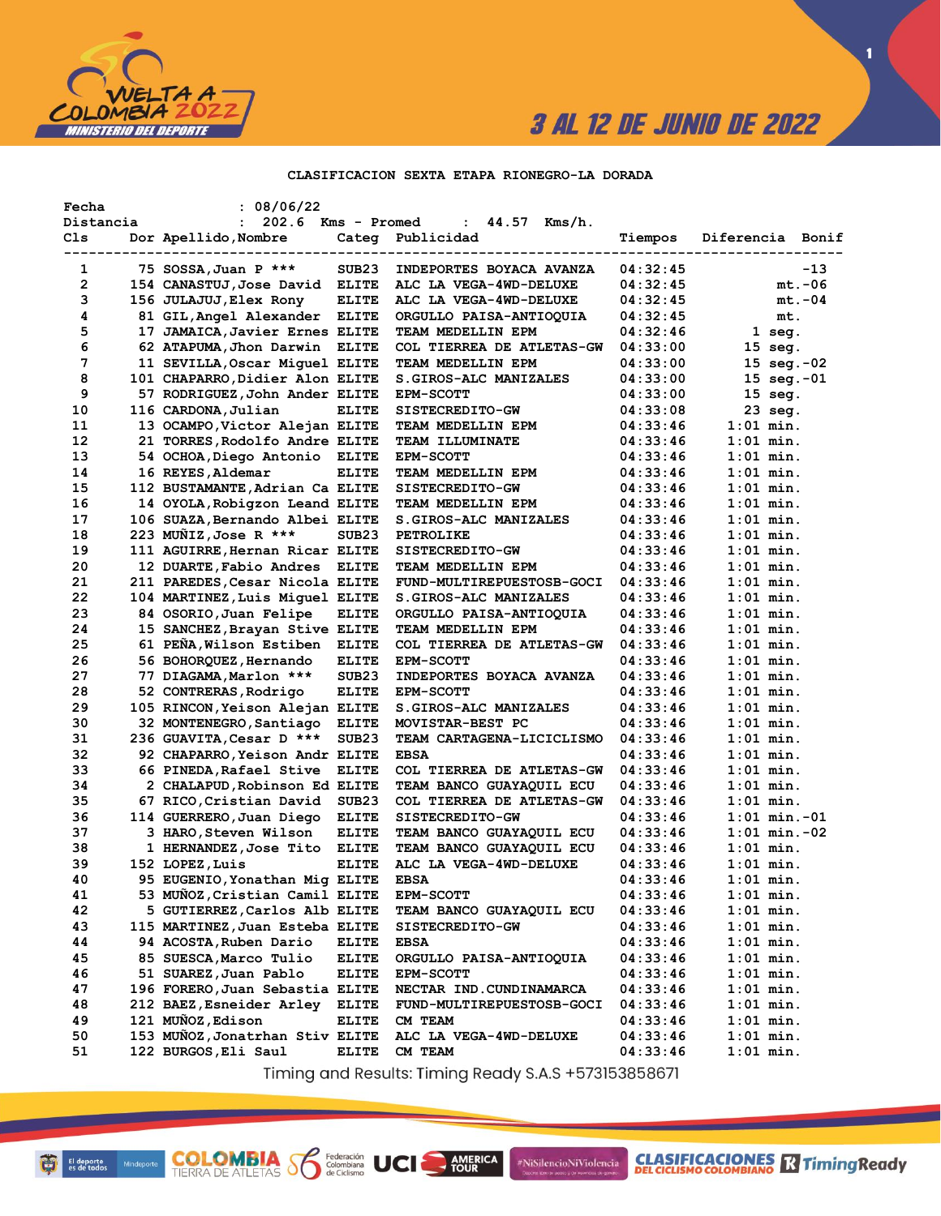3 AL 12 DE JUNIO DE 2022

## CLASIFICACION SEXTA ETAPA RIONEGRO-LA DORADA

Fecha : 08/06/22
Distancia : 202.6 Kms - Promed : 44.57 Kms/h.

| Cls | Dor | Apellido,Nombre | Categ | Publicidad | Tiempos | Diferencia | Bonif |
|---|---|---|---|---|---|---|---|
| 1 | 75 | SOSSA,Juan P *** | SUB23 | INDEPORTES BOYACA AVANZA | 04:32:45 | | -13 |
| 2 | 154 | CANASTUJ,Jose David | ELITE | ALC LA VEGA-4WD-DELUXE | 04:32:45 | mt. | -06 |
| 3 | 156 | JULAJUJ,Elex Rony | ELITE | ALC LA VEGA-4WD-DELUXE | 04:32:45 | mt. | -04 |
| 4 | 81 | GIL,Angel Alexander | ELITE | ORGULLO PAISA-ANTIOQUIA | 04:32:45 | mt. | |
| 5 | 17 | JAMAICA,Javier Ernes | ELITE | TEAM MEDELLIN EPM | 04:32:46 | 1 seg. | |
| 6 | 62 | ATAPUMA,Jhon Darwin | ELITE | COL TIERREA DE ATLETAS-GW | 04:33:00 | 15 seg. | |
| 7 | 11 | SEVILLA,Oscar Miguel | ELITE | TEAM MEDELLIN EPM | 04:33:00 | 15 seg. | -02 |
| 8 | 101 | CHAPARRO,Didier Alon | ELITE | S.GIROS-ALC MANIZALES | 04:33:00 | 15 seg. | -01 |
| 9 | 57 | RODRIGUEZ,John Ander | ELITE | EPM-SCOTT | 04:33:00 | 15 seg. | |
| 10 | 116 | CARDONA,Julian | ELITE | SISTECREDITO-GW | 04:33:08 | 23 seg. | |
| 11 | 13 | OCAMPO,Victor Alejan | ELITE | TEAM MEDELLIN EPM | 04:33:46 | 1:01 min. | |
| 12 | 21 | TORRES,Rodolfo Andre | ELITE | TEAM ILLUMINATE | 04:33:46 | 1:01 min. | |
| 13 | 54 | OCHOA,Diego Antonio | ELITE | EPM-SCOTT | 04:33:46 | 1:01 min. | |
| 14 | 16 | REYES,Aldemar | ELITE | TEAM MEDELLIN EPM | 04:33:46 | 1:01 min. | |
| 15 | 112 | BUSTAMANTE,Adrian Ca | ELITE | SISTECREDITO-GW | 04:33:46 | 1:01 min. | |
| 16 | 14 | OYOLA,Robigzon Leand | ELITE | TEAM MEDELLIN EPM | 04:33:46 | 1:01 min. | |
| 17 | 106 | SUAZA,Bernando Albei | ELITE | S.GIROS-ALC MANIZALES | 04:33:46 | 1:01 min. | |
| 18 | 223 | MUÑIZ,Jose R *** | SUB23 | PETROLIKE | 04:33:46 | 1:01 min. | |
| 19 | 111 | AGUIRRE,Hernan Ricar | ELITE | SISTECREDITO-GW | 04:33:46 | 1:01 min. | |
| 20 | 12 | DUARTE,Fabio Andres | ELITE | TEAM MEDELLIN EPM | 04:33:46 | 1:01 min. | |
| 21 | 211 | PAREDES,Cesar Nicola | ELITE | FUND-MULTIREPUESTOSB-GOCI | 04:33:46 | 1:01 min. | |
| 22 | 104 | MARTINEZ,Luis Miguel | ELITE | S.GIROS-ALC MANIZALES | 04:33:46 | 1:01 min. | |
| 23 | 84 | OSORIO,Juan Felipe | ELITE | ORGULLO PAISA-ANTIOQUIA | 04:33:46 | 1:01 min. | |
| 24 | 15 | SANCHEZ,Brayan Stive | ELITE | TEAM MEDELLIN EPM | 04:33:46 | 1:01 min. | |
| 25 | 61 | PEÑA,Wilson Estiben | ELITE | COL TIERREA DE ATLETAS-GW | 04:33:46 | 1:01 min. | |
| 26 | 56 | BOHORQUEZ,Hernando | ELITE | EPM-SCOTT | 04:33:46 | 1:01 min. | |
| 27 | 77 | DIAGAMA,Marlon *** | SUB23 | INDEPORTES BOYACA AVANZA | 04:33:46 | 1:01 min. | |
| 28 | 52 | CONTRERAS,Rodrigo | ELITE | EPM-SCOTT | 04:33:46 | 1:01 min. | |
| 29 | 105 | RINCON,Yeison Alejan | ELITE | S.GIROS-ALC MANIZALES | 04:33:46 | 1:01 min. | |
| 30 | 32 | MONTENEGRO,Santiago | ELITE | MOVISTAR-BEST PC | 04:33:46 | 1:01 min. | |
| 31 | 236 | GUAVITA,Cesar D *** | SUB23 | TEAM CARTAGENA-LICICLISMO | 04:33:46 | 1:01 min. | |
| 32 | 92 | CHAPARRO,Yeison Andr | ELITE | EBSA | 04:33:46 | 1:01 min. | |
| 33 | 66 | PINEDA,Rafael Stive | ELITE | COL TIERREA DE ATLETAS-GW | 04:33:46 | 1:01 min. | |
| 34 | 2 | CHALAPUD,Robinson Ed | ELITE | TEAM BANCO GUAYAQUIL ECU | 04:33:46 | 1:01 min. | |
| 35 | 67 | RICO,Cristian David | SUB23 | COL TIERREA DE ATLETAS-GW | 04:33:46 | 1:01 min. | |
| 36 | 114 | GUERRERO,Juan Diego | ELITE | SISTECREDITO-GW | 04:33:46 | 1:01 min. | -01 |
| 37 | 3 | HARO,Steven Wilson | ELITE | TEAM BANCO GUAYAQUIL ECU | 04:33:46 | 1:01 min. | -02 |
| 38 | 1 | HERNANDEZ,Jose Tito | ELITE | TEAM BANCO GUAYAQUIL ECU | 04:33:46 | 1:01 min. | |
| 39 | 152 | LOPEZ,Luis | ELITE | ALC LA VEGA-4WD-DELUXE | 04:33:46 | 1:01 min. | |
| 40 | 95 | EUGENIO,Yonathan Mig | ELITE | EBSA | 04:33:46 | 1:01 min. | |
| 41 | 53 | MUÑOZ,Cristian Camil | ELITE | EPM-SCOTT | 04:33:46 | 1:01 min. | |
| 42 | 5 | GUTIERREZ,Carlos Alb | ELITE | TEAM BANCO GUAYAQUIL ECU | 04:33:46 | 1:01 min. | |
| 43 | 115 | MARTINEZ,Juan Esteba | ELITE | SISTECREDITO-GW | 04:33:46 | 1:01 min. | |
| 44 | 94 | ACOSTA,Ruben Dario | ELITE | EBSA | 04:33:46 | 1:01 min. | |
| 45 | 85 | SUESCA,Marco Tulio | ELITE | ORGULLO PAISA-ANTIOQUIA | 04:33:46 | 1:01 min. | |
| 46 | 51 | SUAREZ,Juan Pablo | ELITE | EPM-SCOTT | 04:33:46 | 1:01 min. | |
| 47 | 196 | FORERO,Juan Sebastia | ELITE | NECTAR IND.CUNDINAMARCA | 04:33:46 | 1:01 min. | |
| 48 | 212 | BAEZ,Esneider Arley | ELITE | FUND-MULTIREPUESTOSB-GOCI | 04:33:46 | 1:01 min. | |
| 49 | 121 | MUÑOZ,Edison | ELITE | CM TEAM | 04:33:46 | 1:01 min. | |
| 50 | 153 | MUÑOZ,Jonatrhan Stiv | ELITE | ALC LA VEGA-4WD-DELUXE | 04:33:46 | 1:01 min. | |
| 51 | 122 | BURGOS,Eli Saul | ELITE | CM TEAM | 04:33:46 | 1:01 min. | |

Timing and Results: Timing Ready S.A.S +573153858671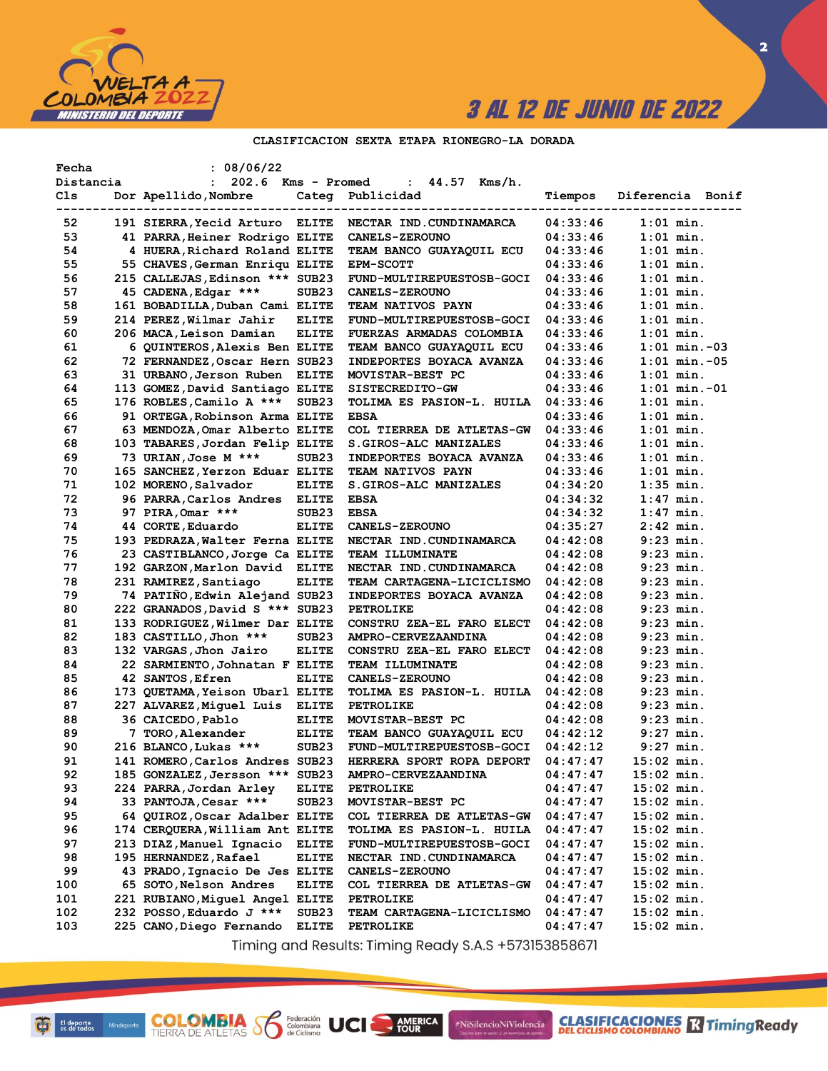3 AL 12 DE JUNIO DE 2022

## CLASIFICACION SEXTA ETAPA RIONEGRO-LA DORADA

Fecha : 08/06/22
Distancia : 202.6 Kms - Promed : 44.57 Kms/h.

| Cls | Dor | Apellido,Nombre | Categ | Publicidad | Tiempos | Diferencia | Bonif |
|---|---|---|---|---|---|---|---|
| 52 | 191 | SIERRA,Yecid Arturo | ELITE | NECTAR IND.CUNDINAMARCA | 04:33:46 | 1:01 min. | |
| 53 | 41 | PARRA,Heiner Rodrigo | ELITE | CANELS-ZEROUNO | 04:33:46 | 1:01 min. | |
| 54 | 4 | HUERA,Richard Roland | ELITE | TEAM BANCO GUAYAQUIL ECU | 04:33:46 | 1:01 min. | |
| 55 | 55 | CHAVES,German Enriqu | ELITE | EPM-SCOTT | 04:33:46 | 1:01 min. | |
| 56 | 215 | CALLEJAS,Edinson *** | SUB23 | FUND-MULTIREPUESTOSB-GOCI | 04:33:46 | 1:01 min. | |
| 57 | 45 | CADENA,Edgar *** | SUB23 | CANELS-ZEROUNO | 04:33:46 | 1:01 min. | |
| 58 | 161 | BOBADILLA,Duban Cami | ELITE | TEAM NATIVOS PAYN | 04:33:46 | 1:01 min. | |
| 59 | 214 | PEREZ,Wilmar Jahir | ELITE | FUND-MULTIREPUESTOSB-GOCI | 04:33:46 | 1:01 min. | |
| 60 | 206 | MACA,Leison Damian | ELITE | FUERZAS ARMADAS COLOMBIA | 04:33:46 | 1:01 min. | |
| 61 | 6 | QUINTEROS,Alexis Ben | ELITE | TEAM BANCO GUAYAQUIL ECU | 04:33:46 | 1:01 min. | -03 |
| 62 | 72 | FERNANDEZ,Oscar Hern | SUB23 | INDEPORTES BOYACA AVANZA | 04:33:46 | 1:01 min. | -05 |
| 63 | 31 | URBANO,Jerson Ruben | ELITE | MOVISTAR-BEST PC | 04:33:46 | 1:01 min. | |
| 64 | 113 | GOMEZ,David Santiago | ELITE | SISTECREDITO-GW | 04:33:46 | 1:01 min. | -01 |
| 65 | 176 | ROBLES,Camilo A *** | SUB23 | TOLIMA ES PASION-L. HUILA | 04:33:46 | 1:01 min. | |
| 66 | 91 | ORTEGA,Robinson Arma | ELITE | EBSA | 04:33:46 | 1:01 min. | |
| 67 | 63 | MENDOZA,Omar Alberto | ELITE | COL TIERREA DE ATLETAS-GW | 04:33:46 | 1:01 min. | |
| 68 | 103 | TABARES,Jordan Felip | ELITE | S.GIROS-ALC MANIZALES | 04:33:46 | 1:01 min. | |
| 69 | 73 | URIAN,Jose M *** | SUB23 | INDEPORTES BOYACA AVANZA | 04:33:46 | 1:01 min. | |
| 70 | 165 | SANCHEZ,Yerzon Eduar | ELITE | TEAM NATIVOS PAYN | 04:33:46 | 1:01 min. | |
| 71 | 102 | MORENO,Salvador | ELITE | S.GIROS-ALC MANIZALES | 04:34:20 | 1:35 min. | |
| 72 | 96 | PARRA,Carlos Andres | ELITE | EBSA | 04:34:32 | 1:47 min. | |
| 73 | 97 | PIRA,Omar *** | SUB23 | EBSA | 04:34:32 | 1:47 min. | |
| 74 | 44 | CORTE,Eduardo | ELITE | CANELS-ZEROUNO | 04:35:27 | 2:42 min. | |
| 75 | 193 | PEDRAZA,Walter Ferna | ELITE | NECTAR IND.CUNDINAMARCA | 04:42:08 | 9:23 min. | |
| 76 | 23 | CASTIBLANCO,Jorge Ca | ELITE | TEAM ILLUMINATE | 04:42:08 | 9:23 min. | |
| 77 | 192 | GARZON,Marlon David | ELITE | NECTAR IND.CUNDINAMARCA | 04:42:08 | 9:23 min. | |
| 78 | 231 | RAMIREZ,Santiago | ELITE | TEAM CARTAGENA-LICICLISMO | 04:42:08 | 9:23 min. | |
| 79 | 74 | PATIÑO,Edwin Alejand | SUB23 | INDEPORTES BOYACA AVANZA | 04:42:08 | 9:23 min. | |
| 80 | 222 | GRANADOS,David S *** | SUB23 | PETROLIKE | 04:42:08 | 9:23 min. | |
| 81 | 133 | RODRIGUEZ,Wilmer Dar | ELITE | CONSTRU ZEA-EL FARO ELECT | 04:42:08 | 9:23 min. | |
| 82 | 183 | CASTILLO,Jhon *** | SUB23 | AMPRO-CERVEZAANDINA | 04:42:08 | 9:23 min. | |
| 83 | 132 | VARGAS,Jhon Jairo | ELITE | CONSTRU ZEA-EL FARO ELECT | 04:42:08 | 9:23 min. | |
| 84 | 22 | SARMIENTO,Johnatan F | ELITE | TEAM ILLUMINATE | 04:42:08 | 9:23 min. | |
| 85 | 42 | SANTOS,Efren | ELITE | CANELS-ZEROUNO | 04:42:08 | 9:23 min. | |
| 86 | 173 | QUETAMA,Yeison Ubarl | ELITE | TOLIMA ES PASION-L. HUILA | 04:42:08 | 9:23 min. | |
| 87 | 227 | ALVAREZ,Miguel Luis | ELITE | PETROLIKE | 04:42:08 | 9:23 min. | |
| 88 | 36 | CAICEDO,Pablo | ELITE | MOVISTAR-BEST PC | 04:42:08 | 9:23 min. | |
| 89 | 7 | TORO,Alexander | ELITE | TEAM BANCO GUAYAQUIL ECU | 04:42:12 | 9:27 min. | |
| 90 | 216 | BLANCO,Lukas *** | SUB23 | FUND-MULTIREPUESTOSB-GOCI | 04:42:12 | 9:27 min. | |
| 91 | 141 | ROMERO,Carlos Andres | SUB23 | HERRERA SPORT ROPA DEPORT | 04:47:47 | 15:02 min. | |
| 92 | 185 | GONZALEZ,Jersson *** | SUB23 | AMPRO-CERVEZAANDINA | 04:47:47 | 15:02 min. | |
| 93 | 224 | PARRA,Jordan Arley | ELITE | PETROLIKE | 04:47:47 | 15:02 min. | |
| 94 | 33 | PANTOJA,Cesar *** | SUB23 | MOVISTAR-BEST PC | 04:47:47 | 15:02 min. | |
| 95 | 64 | QUIROZ,Oscar Adalber | ELITE | COL TIERREA DE ATLETAS-GW | 04:47:47 | 15:02 min. | |
| 96 | 174 | CERQUERA,William Ant | ELITE | TOLIMA ES PASION-L. HUILA | 04:47:47 | 15:02 min. | |
| 97 | 213 | DIAZ,Manuel Ignacio | ELITE | FUND-MULTIREPUESTOSB-GOCI | 04:47:47 | 15:02 min. | |
| 98 | 195 | HERNANDEZ,Rafael | ELITE | NECTAR IND.CUNDINAMARCA | 04:47:47 | 15:02 min. | |
| 99 | 43 | PRADO,Ignacio De Jes | ELITE | CANELS-ZEROUNO | 04:47:47 | 15:02 min. | |
| 100 | 65 | SOTO,Nelson Andres | ELITE | COL TIERREA DE ATLETAS-GW | 04:47:47 | 15:02 min. | |
| 101 | 221 | RUBIANO,Miguel Angel | ELITE | PETROLIKE | 04:47:47 | 15:02 min. | |
| 102 | 232 | POSSO,Eduardo J *** | SUB23 | TEAM CARTAGENA-LICICLISMO | 04:47:47 | 15:02 min. | |
| 103 | 225 | CANO,Diego Fernando | ELITE | PETROLIKE | 04:47:47 | 15:02 min. | |

Timing and Results: Timing Ready S.A.S +573153858671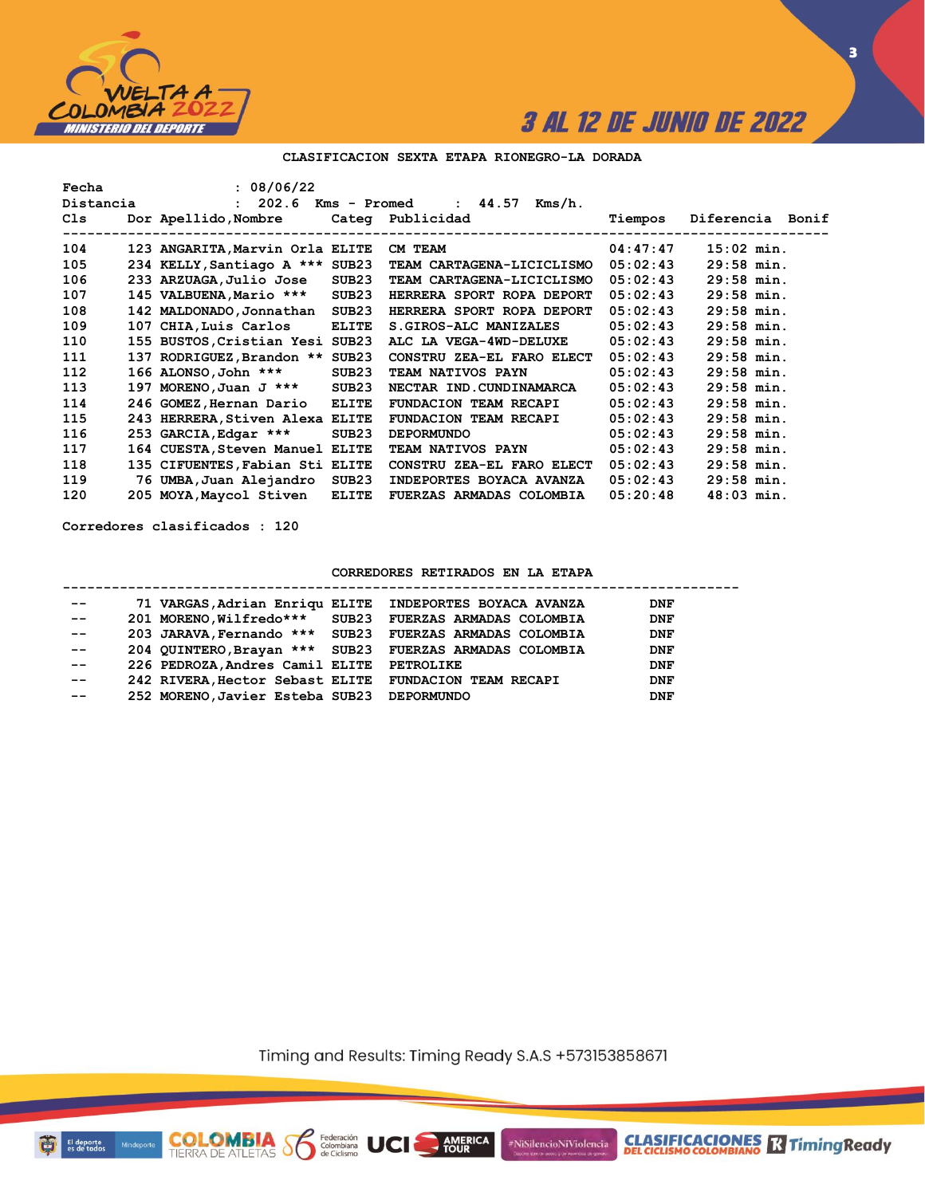**CLASIFICACION SEXTA ETAPA RIONEGRO-LA DORADA**

Fecha : 08/06/22
Distancia : 202.6 Kms - Promed : 44.57 Kms/h.

| Cls | Dor | Apellido,Nombre | Categ | Publicidad | Tiempos | Diferencia | Bonif |
|---|---|---|---|---|---|---|---|
| 104 | 123 | ANGARITA,Marvin Orla | ELITE | CM TEAM | 04:47:47 | 15:02 min. | |
| 105 | 234 | KELLY,Santiago A *** | SUB23 | TEAM CARTAGENA-LICICLISMO | 05:02:43 | 29:58 min. | |
| 106 | 233 | ARZUAGA,Julio Jose | SUB23 | TEAM CARTAGENA-LICICLISMO | 05:02:43 | 29:58 min. | |
| 107 | 145 | VALBUENA,Mario *** | SUB23 | HERRERA SPORT ROPA DEPORT | 05:02:43 | 29:58 min. | |
| 108 | 142 | MALDONADO,Jonnathan | SUB23 | HERRERA SPORT ROPA DEPORT | 05:02:43 | 29:58 min. | |
| 109 | 107 | CHIA,Luis Carlos | ELITE | S.GIROS-ALC MANIZALES | 05:02:43 | 29:58 min. | |
| 110 | 155 | BUSTOS,Cristian Yesi | SUB23 | ALC LA VEGA-4WD-DELUXE | 05:02:43 | 29:58 min. | |
| 111 | 137 | RODRIGUEZ,Brandon ** | SUB23 | CONSTRU ZEA-EL FARO ELECT | 05:02:43 | 29:58 min. | |
| 112 | 166 | ALONSO,John *** | SUB23 | TEAM NATIVOS PAYN | 05:02:43 | 29:58 min. | |
| 113 | 197 | MORENO,Juan J *** | SUB23 | NECTAR IND.CUNDINAMARCA | 05:02:43 | 29:58 min. | |
| 114 | 246 | GOMEZ,Hernan Dario | ELITE | FUNDACION TEAM RECAPI | 05:02:43 | 29:58 min. | |
| 115 | 243 | HERRERA,Stiven Alexa | ELITE | FUNDACION TEAM RECAPI | 05:02:43 | 29:58 min. | |
| 116 | 253 | GARCIA,Edgar *** | SUB23 | DEPORMUNDO | 05:02:43 | 29:58 min. | |
| 117 | 164 | CUESTA,Steven Manuel | ELITE | TEAM NATIVOS PAYN | 05:02:43 | 29:58 min. | |
| 118 | 135 | CIFUENTES,Fabian Sti | ELITE | CONSTRU ZEA-EL FARO ELECT | 05:02:43 | 29:58 min. | |
| 119 | 76 | UMBA,Juan Alejandro | SUB23 | INDEPORTES BOYACA AVANZA | 05:02:43 | 29:58 min. | |
| 120 | 205 | MOYA,Maycol Stiven | ELITE | FUERZAS ARMADAS COLOMBIA | 05:20:48 | 48:03 min. | |

Corredores clasificados : 120

**CORREDORES RETIRADOS EN LA ETAPA**

| Cls | Dor | Apellido,Nombre | Categ | Publicidad | |
|---|---|---|---|---|---|
| -- | 71 | VARGAS,Adrian Enriqu | ELITE | INDEPORTES BOYACA AVANZA | DNF |
| -- | 201 | MORENO,Wilfredo*** | SUB23 | FUERZAS ARMADAS COLOMBIA | DNF |
| -- | 203 | JARAVA,Fernando *** | SUB23 | FUERZAS ARMADAS COLOMBIA | DNF |
| -- | 204 | QUINTERO,Brayan *** | SUB23 | FUERZAS ARMADAS COLOMBIA | DNF |
| -- | 226 | PEDROZA,Andres Camil | ELITE | PETROLIKE | DNF |
| -- | 242 | RIVERA,Hector Sebast | ELITE | FUNDACION TEAM RECAPI | DNF |
| -- | 252 | MORENO,Javier Esteba | SUB23 | DEPORMUNDO | DNF |

Timing and Results: Timing Ready S.A.S +573153858671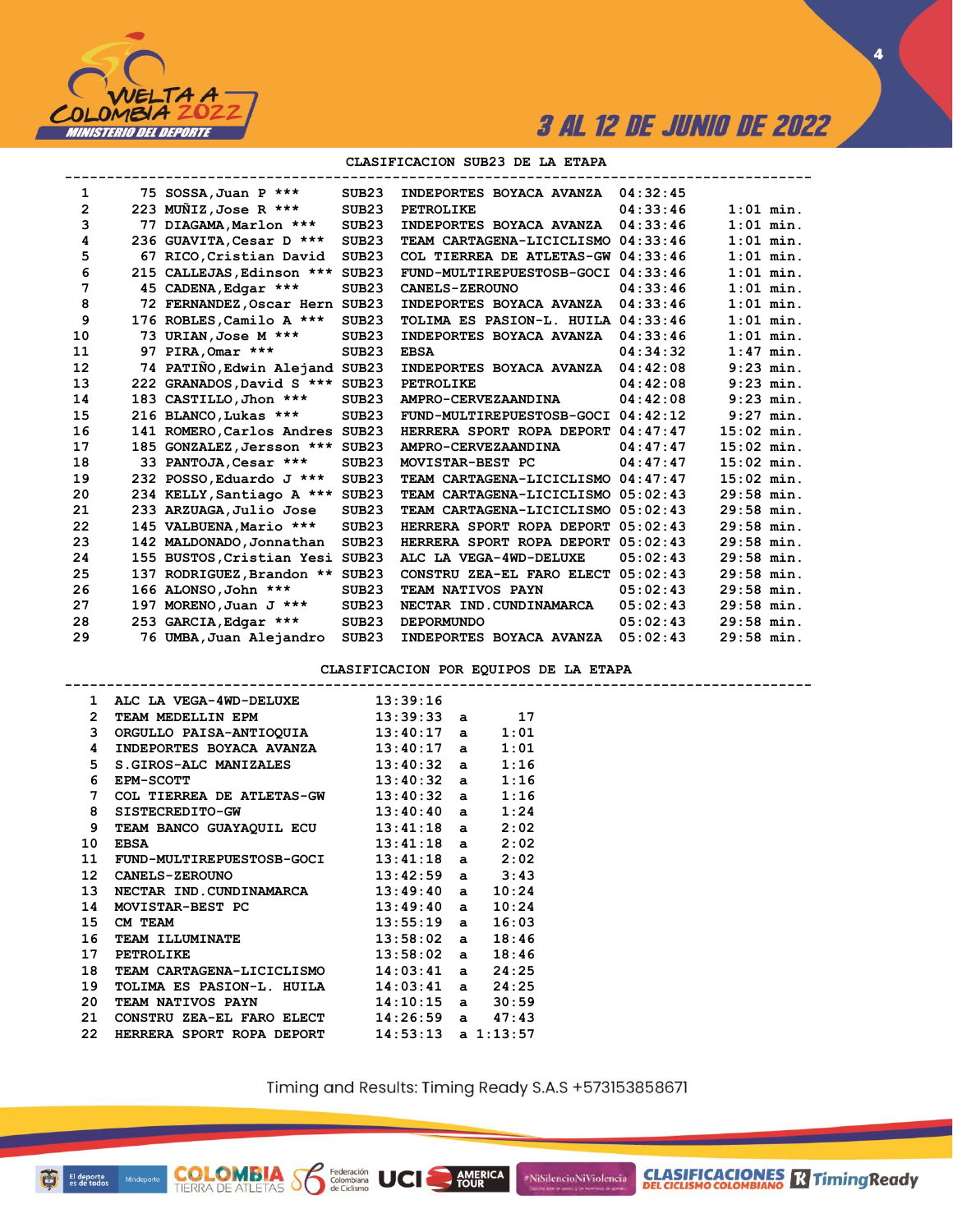3 AL 12 DE JUNIO DE 2022

## CLASIFICACION SUB23 DE LA ETAPA

| Pos | No. | Nombre | Cat. | Equipo | Tiempo | Dif. |
|---|---|---|---|---|---|---|
| 1 | 75 | SOSSA,Juan P *** | SUB23 | INDEPORTES BOYACA AVANZA | 04:32:45 | |
| 2 | 223 | MUÑIZ,Jose R *** | SUB23 | PETROLIKE | 04:33:46 | 1:01 min. |
| 3 | 77 | DIAGAMA,Marlon *** | SUB23 | INDEPORTES BOYACA AVANZA | 04:33:46 | 1:01 min. |
| 4 | 236 | GUAVITA,Cesar D *** | SUB23 | TEAM CARTAGENA-LICICLISMO | 04:33:46 | 1:01 min. |
| 5 | 67 | RICO,Cristian David | SUB23 | COL TIERREA DE ATLETAS-GW | 04:33:46 | 1:01 min. |
| 6 | 215 | CALLEJAS,Edinson *** | SUB23 | FUND-MULTIREPUESTOSB-GOCI | 04:33:46 | 1:01 min. |
| 7 | 45 | CADENA,Edgar *** | SUB23 | CANELS-ZEROUNO | 04:33:46 | 1:01 min. |
| 8 | 72 | FERNANDEZ,Oscar Hern | SUB23 | INDEPORTES BOYACA AVANZA | 04:33:46 | 1:01 min. |
| 9 | 176 | ROBLES,Camilo A *** | SUB23 | TOLIMA ES PASION-L. HUILA | 04:33:46 | 1:01 min. |
| 10 | 73 | URIAN,Jose M *** | SUB23 | INDEPORTES BOYACA AVANZA | 04:33:46 | 1:01 min. |
| 11 | 97 | PIRA,Omar *** | SUB23 | EBSA | 04:34:32 | 1:47 min. |
| 12 | 74 | PATIÑO,Edwin Alejand | SUB23 | INDEPORTES BOYACA AVANZA | 04:42:08 | 9:23 min. |
| 13 | 222 | GRANADOS,David S *** | SUB23 | PETROLIKE | 04:42:08 | 9:23 min. |
| 14 | 183 | CASTILLO,Jhon *** | SUB23 | AMPRO-CERVEZAANDINA | 04:42:08 | 9:23 min. |
| 15 | 216 | BLANCO,Lukas *** | SUB23 | FUND-MULTIREPUESTOSB-GOCI | 04:42:12 | 9:27 min. |
| 16 | 141 | ROMERO,Carlos Andres | SUB23 | HERRERA SPORT ROPA DEPORT | 04:47:47 | 15:02 min. |
| 17 | 185 | GONZALEZ,Jersson *** | SUB23 | AMPRO-CERVEZAANDINA | 04:47:47 | 15:02 min. |
| 18 | 33 | PANTOJA,Cesar *** | SUB23 | MOVISTAR-BEST PC | 04:47:47 | 15:02 min. |
| 19 | 232 | POSSO,Eduardo J *** | SUB23 | TEAM CARTAGENA-LICICLISMO | 04:47:47 | 15:02 min. |
| 20 | 234 | KELLY,Santiago A *** | SUB23 | TEAM CARTAGENA-LICICLISMO | 05:02:43 | 29:58 min. |
| 21 | 233 | ARZUAGA,Julio Jose | SUB23 | TEAM CARTAGENA-LICICLISMO | 05:02:43 | 29:58 min. |
| 22 | 145 | VALBUENA,Mario *** | SUB23 | HERRERA SPORT ROPA DEPORT | 05:02:43 | 29:58 min. |
| 23 | 142 | MALDONADO,Jonnathan | SUB23 | HERRERA SPORT ROPA DEPORT | 05:02:43 | 29:58 min. |
| 24 | 155 | BUSTOS,Cristian Yesi | SUB23 | ALC LA VEGA-4WD-DELUXE | 05:02:43 | 29:58 min. |
| 25 | 137 | RODRIGUEZ,Brandon ** | SUB23 | CONSTRU ZEA-EL FARO ELECT | 05:02:43 | 29:58 min. |
| 26 | 166 | ALONSO,John *** | SUB23 | TEAM NATIVOS PAYN | 05:02:43 | 29:58 min. |
| 27 | 197 | MORENO,Juan J *** | SUB23 | NECTAR IND.CUNDINAMARCA | 05:02:43 | 29:58 min. |
| 28 | 253 | GARCIA,Edgar *** | SUB23 | DEPORMUNDO | 05:02:43 | 29:58 min. |
| 29 | 76 | UMBA,Juan Alejandro | SUB23 | INDEPORTES BOYACA AVANZA | 05:02:43 | 29:58 min. |

## CLASIFICACION POR EQUIPOS DE LA ETAPA

| Pos | Equipo | Tiempo | Dif. |
|---|---|---|---|
| 1 | ALC LA VEGA-4WD-DELUXE | 13:39:16 | |
| 2 | TEAM MEDELLIN EPM | 13:39:33 | a 17 |
| 3 | ORGULLO PAISA-ANTIOQUIA | 13:40:17 | a 1:01 |
| 4 | INDEPORTES BOYACA AVANZA | 13:40:17 | a 1:01 |
| 5 | S.GIROS-ALC MANIZALES | 13:40:32 | a 1:16 |
| 6 | EPM-SCOTT | 13:40:32 | a 1:16 |
| 7 | COL TIERREA DE ATLETAS-GW | 13:40:32 | a 1:16 |
| 8 | SISTECREDITO-GW | 13:40:40 | a 1:24 |
| 9 | TEAM BANCO GUAYAQUIL ECU | 13:41:18 | a 2:02 |
| 10 | EBSA | 13:41:18 | a 2:02 |
| 11 | FUND-MULTIREPUESTOSB-GOCI | 13:41:18 | a 2:02 |
| 12 | CANELS-ZEROUNO | 13:42:59 | a 3:43 |
| 13 | NECTAR IND.CUNDINAMARCA | 13:49:40 | a 10:24 |
| 14 | MOVISTAR-BEST PC | 13:49:40 | a 10:24 |
| 15 | CM TEAM | 13:55:19 | a 16:03 |
| 16 | TEAM ILLUMINATE | 13:58:02 | a 18:46 |
| 17 | PETROLIKE | 13:58:02 | a 18:46 |
| 18 | TEAM CARTAGENA-LICICLISMO | 14:03:41 | a 24:25 |
| 19 | TOLIMA ES PASION-L. HUILA | 14:03:41 | a 24:25 |
| 20 | TEAM NATIVOS PAYN | 14:10:15 | a 30:59 |
| 21 | CONSTRU ZEA-EL FARO ELECT | 14:26:59 | a 47:43 |
| 22 | HERRERA SPORT ROPA DEPORT | 14:53:13 | a 1:13:57 |

Timing and Results: Timing Ready S.A.S +573153858671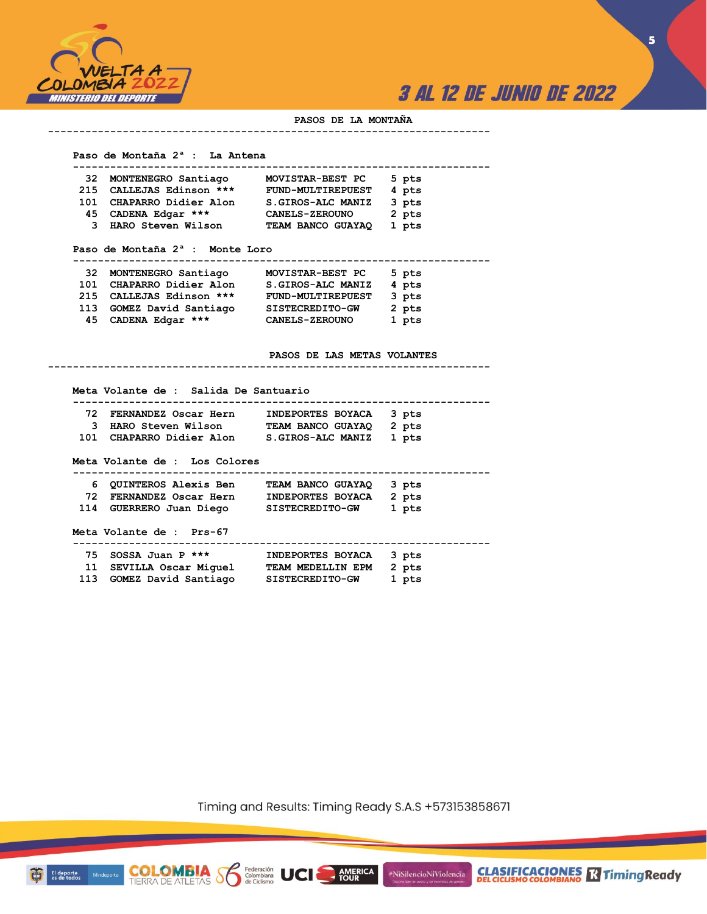## PASOS DE LA MONTAÑA

### Paso de Montaña 2ª : La Antena

| | | | |
|---|---|---|---|
| 32 | MONTENEGRO Santiago | MOVISTAR-BEST PC | 5 pts |
| 215 | CALLEJAS Edinson *** | FUND-MULTIREPUEST | 4 pts |
| 101 | CHAPARRO Didier Alon | S.GIROS-ALC MANIZ | 3 pts |
| 45 | CADENA Edgar *** | CANELS-ZEROUNO | 2 pts |
| 3 | HARO Steven Wilson | TEAM BANCO GUAYAQ | 1 pts |

### Paso de Montaña 2ª : Monte Loro

| | | | |
|---|---|---|---|
| 32 | MONTENEGRO Santiago | MOVISTAR-BEST PC | 5 pts |
| 101 | CHAPARRO Didier Alon | S.GIROS-ALC MANIZ | 4 pts |
| 215 | CALLEJAS Edinson *** | FUND-MULTIREPUEST | 3 pts |
| 113 | GOMEZ David Santiago | SISTECREDITO-GW | 2 pts |
| 45 | CADENA Edgar *** | CANELS-ZEROUNO | 1 pts |

## PASOS DE LAS METAS VOLANTES

### Meta Volante de : Salida De Santuario

| | | | |
|---|---|---|---|
| 72 | FERNANDEZ Oscar Hern | INDEPORTES BOYACA | 3 pts |
| 3 | HARO Steven Wilson | TEAM BANCO GUAYAQ | 2 pts |
| 101 | CHAPARRO Didier Alon | S.GIROS-ALC MANIZ | 1 pts |

### Meta Volante de : Los Colores

| | | | |
|---|---|---|---|
| 6 | QUINTEROS Alexis Ben | TEAM BANCO GUAYAQ | 3 pts |
| 72 | FERNANDEZ Oscar Hern | INDEPORTES BOYACA | 2 pts |
| 114 | GUERRERO Juan Diego | SISTECREDITO-GW | 1 pts |

### Meta Volante de : Prs-67

| | | | |
|---|---|---|---|
| 75 | SOSSA Juan P *** | INDEPORTES BOYACA | 3 pts |
| 11 | SEVILLA Oscar Miguel | TEAM MEDELLIN EPM | 2 pts |
| 113 | GOMEZ David Santiago | SISTECREDITO-GW | 1 pts |

Timing and Results: Timing Ready S.A.S +573153858671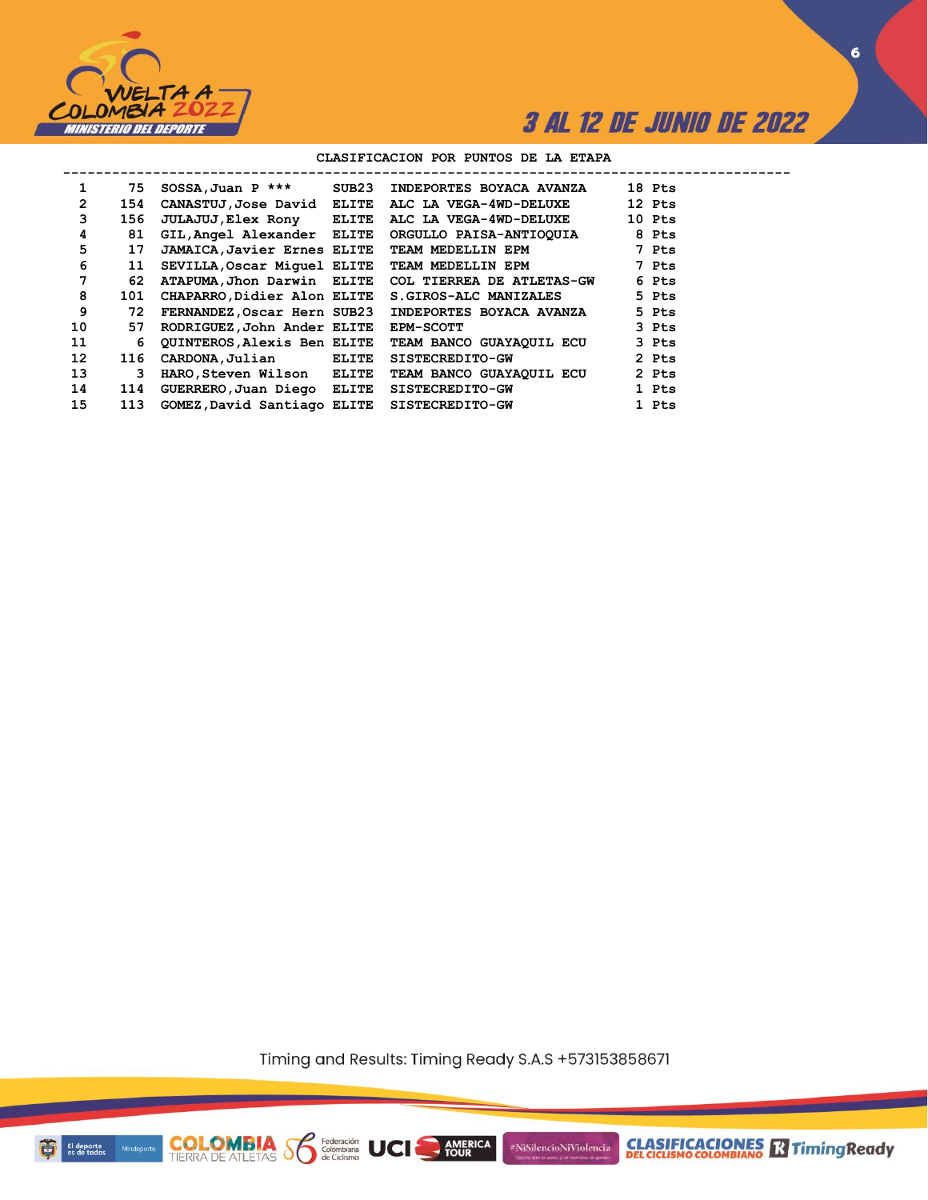## CLASIFICACION POR PUNTOS DE LA ETAPA

| Pos | Dorsal | Nombre | Cat | Equipo | Puntos |
|---|---|---|---|---|---|
| 1 | 75 | SOSSA,Juan P *** | SUB23 | INDEPORTES BOYACA AVANZA | 18 Pts |
| 2 | 154 | CANASTUJ,Jose David | ELITE | ALC LA VEGA-4WD-DELUXE | 12 Pts |
| 3 | 156 | JULAJUJ,Elex Rony | ELITE | ALC LA VEGA-4WD-DELUXE | 10 Pts |
| 4 | 81 | GIL,Angel Alexander | ELITE | ORGULLO PAISA-ANTIOQUIA | 8 Pts |
| 5 | 17 | JAMAICA,Javier Ernes | ELITE | TEAM MEDELLIN EPM | 7 Pts |
| 6 | 11 | SEVILLA,Oscar Miguel | ELITE | TEAM MEDELLIN EPM | 7 Pts |
| 7 | 62 | ATAPUMA,Jhon Darwin | ELITE | COL TIERREA DE ATLETAS-GW | 6 Pts |
| 8 | 101 | CHAPARRO,Didier Alon | ELITE | S.GIROS-ALC MANIZALES | 5 Pts |
| 9 | 72 | FERNANDEZ,Oscar Hern | SUB23 | INDEPORTES BOYACA AVANZA | 5 Pts |
| 10 | 57 | RODRIGUEZ,John Ander | ELITE | EPM-SCOTT | 3 Pts |
| 11 | 6 | QUINTEROS,Alexis Ben | ELITE | TEAM BANCO GUAYAQUIL ECU | 3 Pts |
| 12 | 116 | CARDONA,Julian | ELITE | SISTECREDITO-GW | 2 Pts |
| 13 | 3 | HARO,Steven Wilson | ELITE | TEAM BANCO GUAYAQUIL ECU | 2 Pts |
| 14 | 114 | GUERRERO,Juan Diego | ELITE | SISTECREDITO-GW | 1 Pts |
| 15 | 113 | GOMEZ,David Santiago | ELITE | SISTECREDITO-GW | 1 Pts |

Timing and Results: Timing Ready S.A.S +573153858671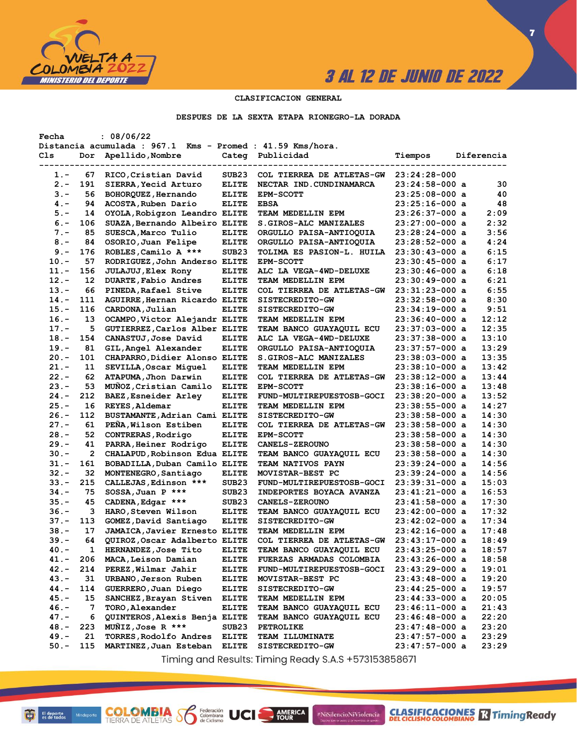3 AL 12 DE JUNIO DE 2022

## CLASIFICACION GENERAL

### DESPUES DE LA SEXTA ETAPA RIONEGRO-LA DORADA

Fecha : 08/06/22
Distancia acumulada : 967.1 Kms - Promed : 41.59 Kms/hora.

| Cls | Dor | Apellido,Nombre | Categ | Publicidad | Tiempos | Diferencia |
|---|---|---|---|---|---|---|
| 1.- | 67 | RICO,Cristian David | SUB23 | COL TIERREA DE ATLETAS-GW | 23:24:28-000 | |
| 2.- | 191 | SIERRA,Yecid Arturo | ELITE | NECTAR IND.CUNDINAMARCA | 23:24:58-000 a | 30 |
| 3.- | 56 | BOHORQUEZ,Hernando | ELITE | EPM-SCOTT | 23:25:08-000 a | 40 |
| 4.- | 94 | ACOSTA,Ruben Dario | ELITE | EBSA | 23:25:16-000 a | 48 |
| 5.- | 14 | OYOLA,Robigzon Leandro | ELITE | TEAM MEDELLIN EPM | 23:26:37-000 a | 2:09 |
| 6.- | 106 | SUAZA,Bernando Albeiro | ELITE | S.GIROS-ALC MANIZALES | 23:27:00-000 a | 2:32 |
| 7.- | 85 | SUESCA,Marco Tulio | ELITE | ORGULLO PAISA-ANTIOQUIA | 23:28:24-000 a | 3:56 |
| 8.- | 84 | OSORIO,Juan Felipe | ELITE | ORGULLO PAISA-ANTIOQUIA | 23:28:52-000 a | 4:24 |
| 9.- | 176 | ROBLES,Camilo A *** | SUB23 | TOLIMA ES PASION-L. HUILA | 23:30:43-000 a | 6:15 |
| 10.- | 57 | RODRIGUEZ,John Anderso | ELITE | EPM-SCOTT | 23:30:45-000 a | 6:17 |
| 11.- | 156 | JULAJUJ,Elex Rony | ELITE | ALC LA VEGA-4WD-DELUXE | 23:30:46-000 a | 6:18 |
| 12.- | 12 | DUARTE,Fabio Andres | ELITE | TEAM MEDELLIN EPM | 23:30:49-000 a | 6:21 |
| 13.- | 66 | PINEDA,Rafael Stive | ELITE | COL TIERREA DE ATLETAS-GW | 23:31:23-000 a | 6:55 |
| 14.- | 111 | AGUIRRE,Hernan Ricardo | ELITE | SISTECREDITO-GW | 23:32:58-000 a | 8:30 |
| 15.- | 116 | CARDONA,Julian | ELITE | SISTECREDITO-GW | 23:34:19-000 a | 9:51 |
| 16.- | 13 | OCAMPO,Victor Alejandr | ELITE | TEAM MEDELLIN EPM | 23:36:40-000 a | 12:12 |
| 17.- | 5 | GUTIERREZ,Carlos Alber | ELITE | TEAM BANCO GUAYAQUIL ECU | 23:37:03-000 a | 12:35 |
| 18.- | 154 | CANASTUJ,Jose David | ELITE | ALC LA VEGA-4WD-DELUXE | 23:37:38-000 a | 13:10 |
| 19.- | 81 | GIL,Angel Alexander | ELITE | ORGULLO PAISA-ANTIOQUIA | 23:37:57-000 a | 13:29 |
| 20.- | 101 | CHAPARRO,Didier Alonso | ELITE | S.GIROS-ALC MANIZALES | 23:38:03-000 a | 13:35 |
| 21.- | 11 | SEVILLA,Oscar Miguel | ELITE | TEAM MEDELLIN EPM | 23:38:10-000 a | 13:42 |
| 22.- | 62 | ATAPUMA,Jhon Darwin | ELITE | COL TIERREA DE ATLETAS-GW | 23:38:12-000 a | 13:44 |
| 23.- | 53 | MUÑOZ,Cristian Camilo | ELITE | EPM-SCOTT | 23:38:16-000 a | 13:48 |
| 24.- | 212 | BAEZ,Esneider Arley | ELITE | FUND-MULTIREPUESTOSB-GOCI | 23:38:20-000 a | 13:52 |
| 25.- | 16 | REYES,Aldemar | ELITE | TEAM MEDELLIN EPM | 23:38:55-000 a | 14:27 |
| 26.- | 112 | BUSTAMANTE,Adrian Cami | ELITE | SISTECREDITO-GW | 23:38:58-000 a | 14:30 |
| 27.- | 61 | PEÑA,Wilson Estiben | ELITE | COL TIERREA DE ATLETAS-GW | 23:38:58-000 a | 14:30 |
| 28.- | 52 | CONTRERAS,Rodrigo | ELITE | EPM-SCOTT | 23:38:58-000 a | 14:30 |
| 29.- | 41 | PARRA,Heiner Rodrigo | ELITE | CANELS-ZEROUNO | 23:38:58-000 a | 14:30 |
| 30.- | 2 | CHALAPUD,Robinson Edua | ELITE | TEAM BANCO GUAYAQUIL ECU | 23:38:58-000 a | 14:30 |
| 31.- | 161 | BOBADILLA,Duban Camilo | ELITE | TEAM NATIVOS PAYN | 23:39:24-000 a | 14:56 |
| 32.- | 32 | MONTENEGRO,Santiago | ELITE | MOVISTAR-BEST PC | 23:39:24-000 a | 14:56 |
| 33.- | 215 | CALLEJAS,Edinson *** | SUB23 | FUND-MULTIREPUESTOSB-GOCI | 23:39:31-000 a | 15:03 |
| 34.- | 75 | SOSSA,Juan P *** | SUB23 | INDEPORTES BOYACA AVANZA | 23:41:21-000 a | 16:53 |
| 35.- | 45 | CADENA,Edgar *** | SUB23 | CANELS-ZEROUNO | 23:41:58-000 a | 17:30 |
| 36.- | 3 | HARO,Steven Wilson | ELITE | TEAM BANCO GUAYAQUIL ECU | 23:42:00-000 a | 17:32 |
| 37.- | 113 | GOMEZ,David Santiago | ELITE | SISTECREDITO-GW | 23:42:02-000 a | 17:34 |
| 38.- | 17 | JAMAICA,Javier Ernesto | ELITE | TEAM MEDELLIN EPM | 23:42:16-000 a | 17:48 |
| 39.- | 64 | QUIROZ,Oscar Adalberto | ELITE | COL TIERREA DE ATLETAS-GW | 23:43:17-000 a | 18:49 |
| 40.- | 1 | HERNANDEZ,Jose Tito | ELITE | TEAM BANCO GUAYAQUIL ECU | 23:43:25-000 a | 18:57 |
| 41.- | 206 | MACA,Leison Damian | ELITE | FUERZAS ARMADAS COLOMBIA | 23:43:26-000 a | 18:58 |
| 42.- | 214 | PEREZ,Wilmar Jahir | ELITE | FUND-MULTIREPUESTOSB-GOCI | 23:43:29-000 a | 19:01 |
| 43.- | 31 | URBANO,Jerson Ruben | ELITE | MOVISTAR-BEST PC | 23:43:48-000 a | 19:20 |
| 44.- | 114 | GUERRERO,Juan Diego | ELITE | SISTECREDITO-GW | 23:44:25-000 a | 19:57 |
| 45.- | 15 | SANCHEZ,Brayan Stiven | ELITE | TEAM MEDELLIN EPM | 23:44:33-000 a | 20:05 |
| 46.- | 7 | TORO,Alexander | ELITE | TEAM BANCO GUAYAQUIL ECU | 23:46:11-000 a | 21:43 |
| 47.- | 6 | QUINTEROS,Alexis Benja | ELITE | TEAM BANCO GUAYAQUIL ECU | 23:46:48-000 a | 22:20 |
| 48.- | 223 | MUÑIZ,Jose R *** | SUB23 | PETROLIKE | 23:47:48-000 a | 23:20 |
| 49.- | 21 | TORRES,Rodolfo Andres | ELITE | TEAM ILLUMINATE | 23:47:57-000 a | 23:29 |
| 50.- | 115 | MARTINEZ,Juan Esteban | ELITE | SISTECREDITO-GW | 23:47:57-000 a | 23:29 |

Timing and Results: Timing Ready S.A.S +573153858671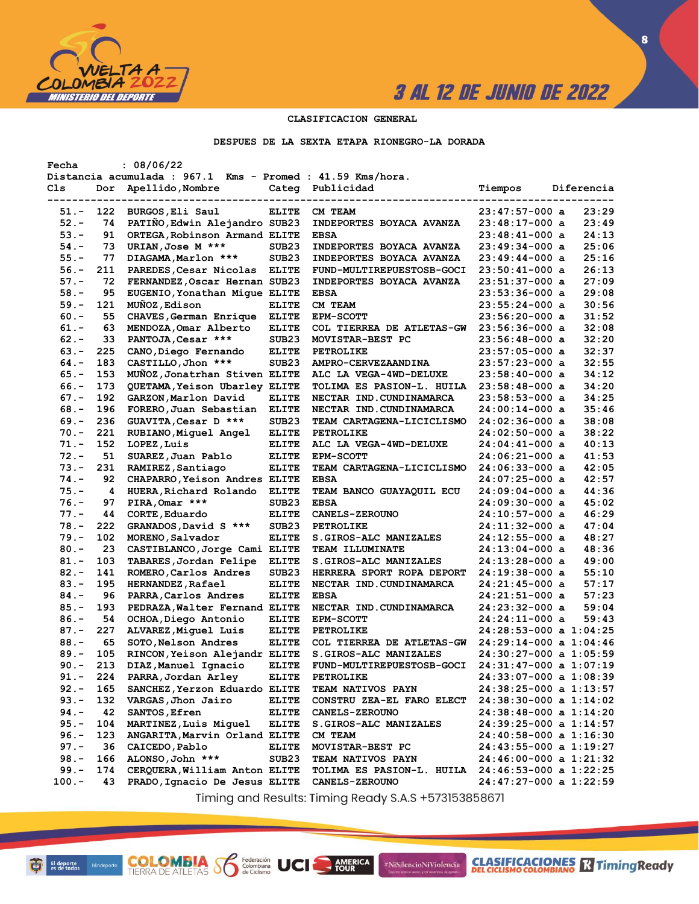3 AL 12 DE JUNIO DE 2022

CLASIFICACION GENERAL

DESPUES DE LA SEXTA ETAPA RIONEGRO-LA DORADA

Fecha : 08/06/22
Distancia acumulada : 967.1 Kms - Promed : 41.59 Kms/hora.

| Cls | Dor | Apellido,Nombre | Categ | Publicidad | Tiempos | Diferencia |
|---|---|---|---|---|---|---|
| 51.- | 122 | BURGOS,Eli Saul | ELITE | CM TEAM | 23:47:57-000 a | 23:29 |
| 52.- | 74 | PATIÑO,Edwin Alejandro | SUB23 | INDEPORTES BOYACA AVANZA | 23:48:17-000 a | 23:49 |
| 53.- | 91 | ORTEGA,Robinson Armand | ELITE | EBSA | 23:48:41-000 a | 24:13 |
| 54.- | 73 | URIAN,Jose M *** | SUB23 | INDEPORTES BOYACA AVANZA | 23:49:34-000 a | 25:06 |
| 55.- | 77 | DIAGAMA,Marlon *** | SUB23 | INDEPORTES BOYACA AVANZA | 23:49:44-000 a | 25:16 |
| 56.- | 211 | PAREDES,Cesar Nicolas | ELITE | FUND-MULTIREPUESTOSB-GOCI | 23:50:41-000 a | 26:13 |
| 57.- | 72 | FERNANDEZ,Oscar Hernan | SUB23 | INDEPORTES BOYACA AVANZA | 23:51:37-000 a | 27:09 |
| 58.- | 95 | EUGENIO,Yonathan Migue | ELITE | EBSA | 23:53:36-000 a | 29:08 |
| 59.- | 121 | MUÑOZ,Edison | ELITE | CM TEAM | 23:55:24-000 a | 30:56 |
| 60.- | 55 | CHAVES,German Enrique | ELITE | EPM-SCOTT | 23:56:20-000 a | 31:52 |
| 61.- | 63 | MENDOZA,Omar Alberto | ELITE | COL TIERREA DE ATLETAS-GW | 23:56:36-000 a | 32:08 |
| 62.- | 33 | PANTOJA,Cesar *** | SUB23 | MOVISTAR-BEST PC | 23:56:48-000 a | 32:20 |
| 63.- | 225 | CANO,Diego Fernando | ELITE | PETROLIKE | 23:57:05-000 a | 32:37 |
| 64.- | 183 | CASTILLO,Jhon *** | SUB23 | AMPRO-CERVEZAANDINA | 23:57:23-000 a | 32:55 |
| 65.- | 153 | MUÑOZ,Jonatrhan Stiven | ELITE | ALC LA VEGA-4WD-DELUXE | 23:58:40-000 a | 34:12 |
| 66.- | 173 | QUETAMA,Yeison Ubarley | ELITE | TOLIMA ES PASION-L. HUILA | 23:58:48-000 a | 34:20 |
| 67.- | 192 | GARZON,Marlon David | ELITE | NECTAR IND.CUNDINAMARCA | 23:58:53-000 a | 34:25 |
| 68.- | 196 | FORERO,Juan Sebastian | ELITE | NECTAR IND.CUNDINAMARCA | 24:00:14-000 a | 35:46 |
| 69.- | 236 | GUAVITA,Cesar D *** | SUB23 | TEAM CARTAGENA-LICICLISMO | 24:02:36-000 a | 38:08 |
| 70.- | 221 | RUBIANO,Miguel Angel | ELITE | PETROLIKE | 24:02:50-000 a | 38:22 |
| 71.- | 152 | LOPEZ,Luis | ELITE | ALC LA VEGA-4WD-DELUXE | 24:04:41-000 a | 40:13 |
| 72.- | 51 | SUAREZ,Juan Pablo | ELITE | EPM-SCOTT | 24:06:21-000 a | 41:53 |
| 73.- | 231 | RAMIREZ,Santiago | ELITE | TEAM CARTAGENA-LICICLISMO | 24:06:33-000 a | 42:05 |
| 74.- | 92 | CHAPARRO,Yeison Andres | ELITE | EBSA | 24:07:25-000 a | 42:57 |
| 75.- | 4 | HUERA,Richard Rolando | ELITE | TEAM BANCO GUAYAQUIL ECU | 24:09:04-000 a | 44:36 |
| 76.- | 97 | PIRA,Omar *** | SUB23 | EBSA | 24:09:30-000 a | 45:02 |
| 77.- | 44 | CORTE,Eduardo | ELITE | CANELS-ZEROUNO | 24:10:57-000 a | 46:29 |
| 78.- | 222 | GRANADOS,David S *** | SUB23 | PETROLIKE | 24:11:32-000 a | 47:04 |
| 79.- | 102 | MORENO,Salvador | ELITE | S.GIROS-ALC MANIZALES | 24:12:55-000 a | 48:27 |
| 80.- | 23 | CASTIBLANCO,Jorge Cami | ELITE | TEAM ILLUMINATE | 24:13:04-000 a | 48:36 |
| 81.- | 103 | TABARES,Jordan Felipe | ELITE | S.GIROS-ALC MANIZALES | 24:13:28-000 a | 49:00 |
| 82.- | 141 | ROMERO,Carlos Andres | SUB23 | HERRERA SPORT ROPA DEPORT | 24:19:38-000 a | 55:10 |
| 83.- | 195 | HERNANDEZ,Rafael | ELITE | NECTAR IND.CUNDINAMARCA | 24:21:45-000 a | 57:17 |
| 84.- | 96 | PARRA,Carlos Andres | ELITE | EBSA | 24:21:51-000 a | 57:23 |
| 85.- | 193 | PEDRAZA,Walter Fernand | ELITE | NECTAR IND.CUNDINAMARCA | 24:23:32-000 a | 59:04 |
| 86.- | 54 | OCHOA,Diego Antonio | ELITE | EPM-SCOTT | 24:24:11-000 a | 59:43 |
| 87.- | 227 | ALVAREZ,Miguel Luis | ELITE | PETROLIKE | 24:28:53-000 a | 1:04:25 |
| 88.- | 65 | SOTO,Nelson Andres | ELITE | COL TIERREA DE ATLETAS-GW | 24:29:14-000 a | 1:04:46 |
| 89.- | 105 | RINCON,Yeison Alejandr | ELITE | S.GIROS-ALC MANIZALES | 24:30:27-000 a | 1:05:59 |
| 90.- | 213 | DIAZ,Manuel Ignacio | ELITE | FUND-MULTIREPUESTOSB-GOCI | 24:31:47-000 a | 1:07:19 |
| 91.- | 224 | PARRA,Jordan Arley | ELITE | PETROLIKE | 24:33:07-000 a | 1:08:39 |
| 92.- | 165 | SANCHEZ,Yerzon Eduardo | ELITE | TEAM NATIVOS PAYN | 24:38:25-000 a | 1:13:57 |
| 93.- | 132 | VARGAS,Jhon Jairo | ELITE | CONSTRU ZEA-EL FARO ELECT | 24:38:30-000 a | 1:14:02 |
| 94.- | 42 | SANTOS,Efren | ELITE | CANELS-ZEROUNO | 24:38:48-000 a | 1:14:20 |
| 95.- | 104 | MARTINEZ,Luis Miguel | ELITE | S.GIROS-ALC MANIZALES | 24:39:25-000 a | 1:14:57 |
| 96.- | 123 | ANGARITA,Marvin Orland | ELITE | CM TEAM | 24:40:58-000 a | 1:16:30 |
| 97.- | 36 | CAICEDO,Pablo | ELITE | MOVISTAR-BEST PC | 24:43:55-000 a | 1:19:27 |
| 98.- | 166 | ALONSO,John *** | SUB23 | TEAM NATIVOS PAYN | 24:46:00-000 a | 1:21:32 |
| 99.- | 174 | CERQUERA,William Anton | ELITE | TOLIMA ES PASION-L. HUILA | 24:46:53-000 a | 1:22:25 |
| 100.- | 43 | PRADO,Ignacio De Jesus | ELITE | CANELS-ZEROUNO | 24:47:27-000 a | 1:22:59 |

Timing and Results: Timing Ready S.A.S +573153858671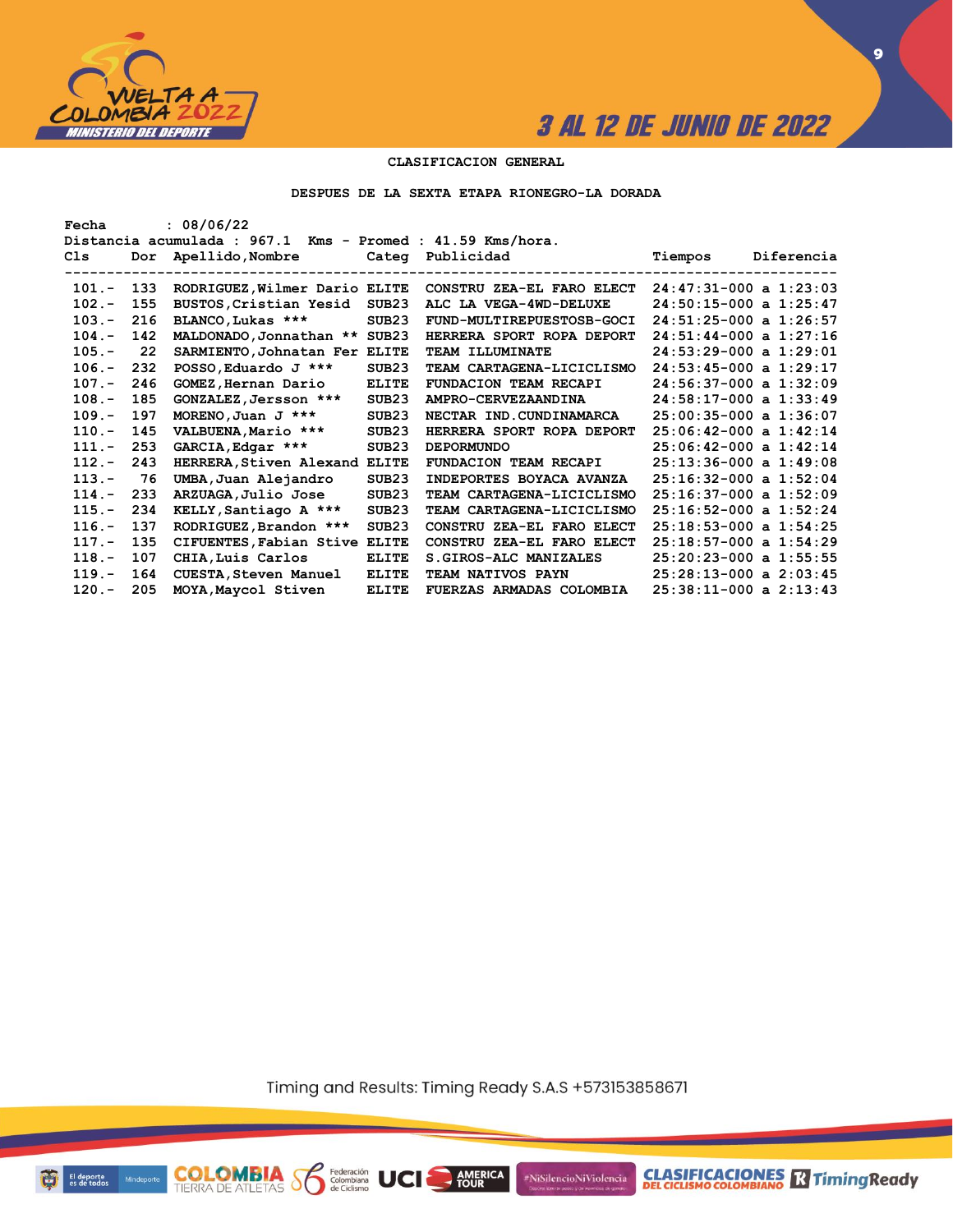# CLASIFICACION GENERAL

## DESPUES DE LA SEXTA ETAPA RIONEGRO-LA DORADA

Fecha : 08/06/22
Distancia acumulada : 967.1 Kms - Promed : 41.59 Kms/hora.

| Cls | Dor | Apellido,Nombre | Categ | Publicidad | Tiempos | Diferencia |
|---|---|---|---|---|---|---|
| 101.- | 133 | RODRIGUEZ,Wilmer Dario | ELITE | CONSTRU ZEA-EL FARO ELECT | 24:47:31-000 | a 1:23:03 |
| 102.- | 155 | BUSTOS,Cristian Yesid | SUB23 | ALC LA VEGA-4WD-DELUXE | 24:50:15-000 | a 1:25:47 |
| 103.- | 216 | BLANCO,Lukas *** | SUB23 | FUND-MULTIREPUESTOSB-GOCI | 24:51:25-000 | a 1:26:57 |
| 104.- | 142 | MALDONADO,Jonnathan ** | SUB23 | HERRERA SPORT ROPA DEPORT | 24:51:44-000 | a 1:27:16 |
| 105.- | 22 | SARMIENTO,Johnatan Fer | ELITE | TEAM ILLUMINATE | 24:53:29-000 | a 1:29:01 |
| 106.- | 232 | POSSO,Eduardo J *** | SUB23 | TEAM CARTAGENA-LICICLISMO | 24:53:45-000 | a 1:29:17 |
| 107.- | 246 | GOMEZ,Hernan Dario | ELITE | FUNDACION TEAM RECAPI | 24:56:37-000 | a 1:32:09 |
| 108.- | 185 | GONZALEZ,Jersson *** | SUB23 | AMPRO-CERVEZAANDINA | 24:58:17-000 | a 1:33:49 |
| 109.- | 197 | MORENO,Juan J *** | SUB23 | NECTAR IND.CUNDINAMARCA | 25:00:35-000 | a 1:36:07 |
| 110.- | 145 | VALBUENA,Mario *** | SUB23 | HERRERA SPORT ROPA DEPORT | 25:06:42-000 | a 1:42:14 |
| 111.- | 253 | GARCIA,Edgar *** | SUB23 | DEPORMUNDO | 25:06:42-000 | a 1:42:14 |
| 112.- | 243 | HERRERA,Stiven Alexand | ELITE | FUNDACION TEAM RECAPI | 25:13:36-000 | a 1:49:08 |
| 113.- | 76 | UMBA,Juan Alejandro | SUB23 | INDEPORTES BOYACA AVANZA | 25:16:32-000 | a 1:52:04 |
| 114.- | 233 | ARZUAGA,Julio Jose | SUB23 | TEAM CARTAGENA-LICICLISMO | 25:16:37-000 | a 1:52:09 |
| 115.- | 234 | KELLY,Santiago A *** | SUB23 | TEAM CARTAGENA-LICICLISMO | 25:16:52-000 | a 1:52:24 |
| 116.- | 137 | RODRIGUEZ,Brandon *** | SUB23 | CONSTRU ZEA-EL FARO ELECT | 25:18:53-000 | a 1:54:25 |
| 117.- | 135 | CIFUENTES,Fabian Stive | ELITE | CONSTRU ZEA-EL FARO ELECT | 25:18:57-000 | a 1:54:29 |
| 118.- | 107 | CHIA,Luis Carlos | ELITE | S.GIROS-ALC MANIZALES | 25:20:23-000 | a 1:55:55 |
| 119.- | 164 | CUESTA,Steven Manuel | ELITE | TEAM NATIVOS PAYN | 25:28:13-000 | a 2:03:45 |
| 120.- | 205 | MOYA,Maycol Stiven | ELITE | FUERZAS ARMADAS COLOMBIA | 25:38:11-000 | a 2:13:43 |

Timing and Results: Timing Ready S.A.S +573153858671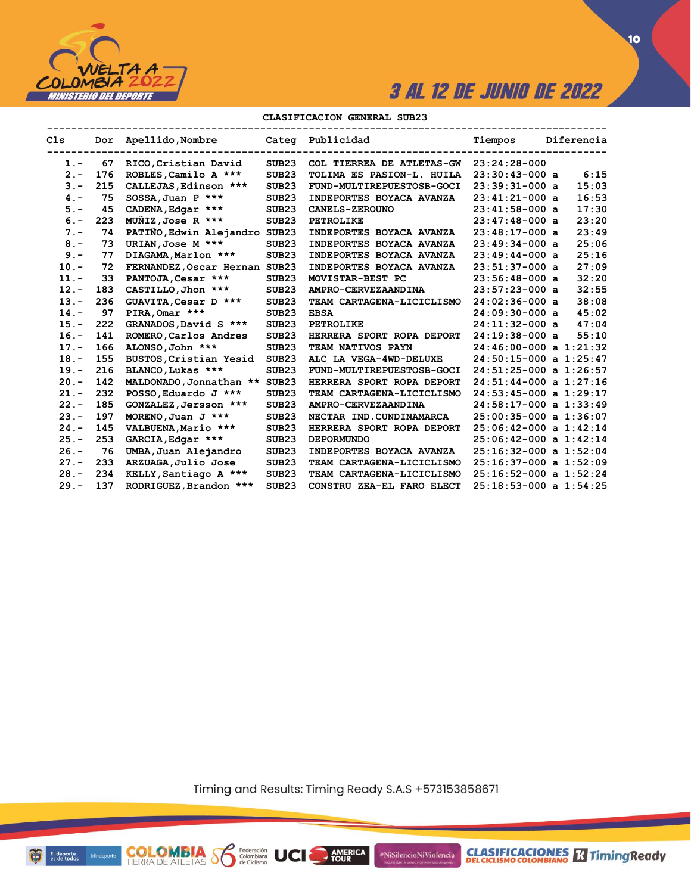3 AL 12 DE JUNIO DE 2022

## CLASIFICACION GENERAL SUB23

| Cls | Dor | Apellido,Nombre | Categ | Publicidad | Tiempos | Diferencia |
|---|---|---|---|---|---|---|
| 1.- | 67 | RICO,Cristian David | SUB23 | COL TIERREA DE ATLETAS-GW | 23:24:28-000 | |
| 2.- | 176 | ROBLES,Camilo A *** | SUB23 | TOLIMA ES PASION-L. HUILA | 23:30:43-000 a | 6:15 |
| 3.- | 215 | CALLEJAS,Edinson *** | SUB23 | FUND-MULTIREPUESTOSB-GOCI | 23:39:31-000 a | 15:03 |
| 4.- | 75 | SOSSA,Juan P *** | SUB23 | INDEPORTES BOYACA AVANZA | 23:41:21-000 a | 16:53 |
| 5.- | 45 | CADENA,Edgar *** | SUB23 | CANELS-ZEROUNO | 23:41:58-000 a | 17:30 |
| 6.- | 223 | MUÑIZ,Jose R *** | SUB23 | PETROLIKE | 23:47:48-000 a | 23:20 |
| 7.- | 74 | PATIÑO,Edwin Alejandro | SUB23 | INDEPORTES BOYACA AVANZA | 23:48:17-000 a | 23:49 |
| 8.- | 73 | URIAN,Jose M *** | SUB23 | INDEPORTES BOYACA AVANZA | 23:49:34-000 a | 25:06 |
| 9.- | 77 | DIAGAMA,Marlon *** | SUB23 | INDEPORTES BOYACA AVANZA | 23:49:44-000 a | 25:16 |
| 10.- | 72 | FERNANDEZ,Oscar Hernan | SUB23 | INDEPORTES BOYACA AVANZA | 23:51:37-000 a | 27:09 |
| 11.- | 33 | PANTOJA,Cesar *** | SUB23 | MOVISTAR-BEST PC | 23:56:48-000 a | 32:20 |
| 12.- | 183 | CASTILLO,Jhon *** | SUB23 | AMPRO-CERVEZAANDINA | 23:57:23-000 a | 32:55 |
| 13.- | 236 | GUAVITA,Cesar D *** | SUB23 | TEAM CARTAGENA-LICICLISMO | 24:02:36-000 a | 38:08 |
| 14.- | 97 | PIRA,Omar *** | SUB23 | EBSA | 24:09:30-000 a | 45:02 |
| 15.- | 222 | GRANADOS,David S *** | SUB23 | PETROLIKE | 24:11:32-000 a | 47:04 |
| 16.- | 141 | ROMERO,Carlos Andres | SUB23 | HERRERA SPORT ROPA DEPORT | 24:19:38-000 a | 55:10 |
| 17.- | 166 | ALONSO,John *** | SUB23 | TEAM NATIVOS PAYN | 24:46:00-000 a | 1:21:32 |
| 18.- | 155 | BUSTOS,Cristian Yesid | SUB23 | ALC LA VEGA-4WD-DELUXE | 24:50:15-000 a | 1:25:47 |
| 19.- | 216 | BLANCO,Lukas *** | SUB23 | FUND-MULTIREPUESTOSB-GOCI | 24:51:25-000 a | 1:26:57 |
| 20.- | 142 | MALDONADO,Jonnathan ** | SUB23 | HERRERA SPORT ROPA DEPORT | 24:51:44-000 a | 1:27:16 |
| 21.- | 232 | POSSO,Eduardo J *** | SUB23 | TEAM CARTAGENA-LICICLISMO | 24:53:45-000 a | 1:29:17 |
| 22.- | 185 | GONZALEZ,Jersson *** | SUB23 | AMPRO-CERVEZAANDINA | 24:58:17-000 a | 1:33:49 |
| 23.- | 197 | MORENO,Juan J *** | SUB23 | NECTAR IND.CUNDINAMARCA | 25:00:35-000 a | 1:36:07 |
| 24.- | 145 | VALBUENA,Mario *** | SUB23 | HERRERA SPORT ROPA DEPORT | 25:06:42-000 a | 1:42:14 |
| 25.- | 253 | GARCIA,Edgar *** | SUB23 | DEPORMUNDO | 25:06:42-000 a | 1:42:14 |
| 26.- | 76 | UMBA,Juan Alejandro | SUB23 | INDEPORTES BOYACA AVANZA | 25:16:32-000 a | 1:52:04 |
| 27.- | 233 | ARZUAGA,Julio Jose | SUB23 | TEAM CARTAGENA-LICICLISMO | 25:16:37-000 a | 1:52:09 |
| 28.- | 234 | KELLY,Santiago A *** | SUB23 | TEAM CARTAGENA-LICICLISMO | 25:16:52-000 a | 1:52:24 |
| 29.- | 137 | RODRIGUEZ,Brandon *** | SUB23 | CONSTRU ZEA-EL FARO ELECT | 25:18:53-000 a | 1:54:25 |

Timing and Results: Timing Ready S.A.S +573153858671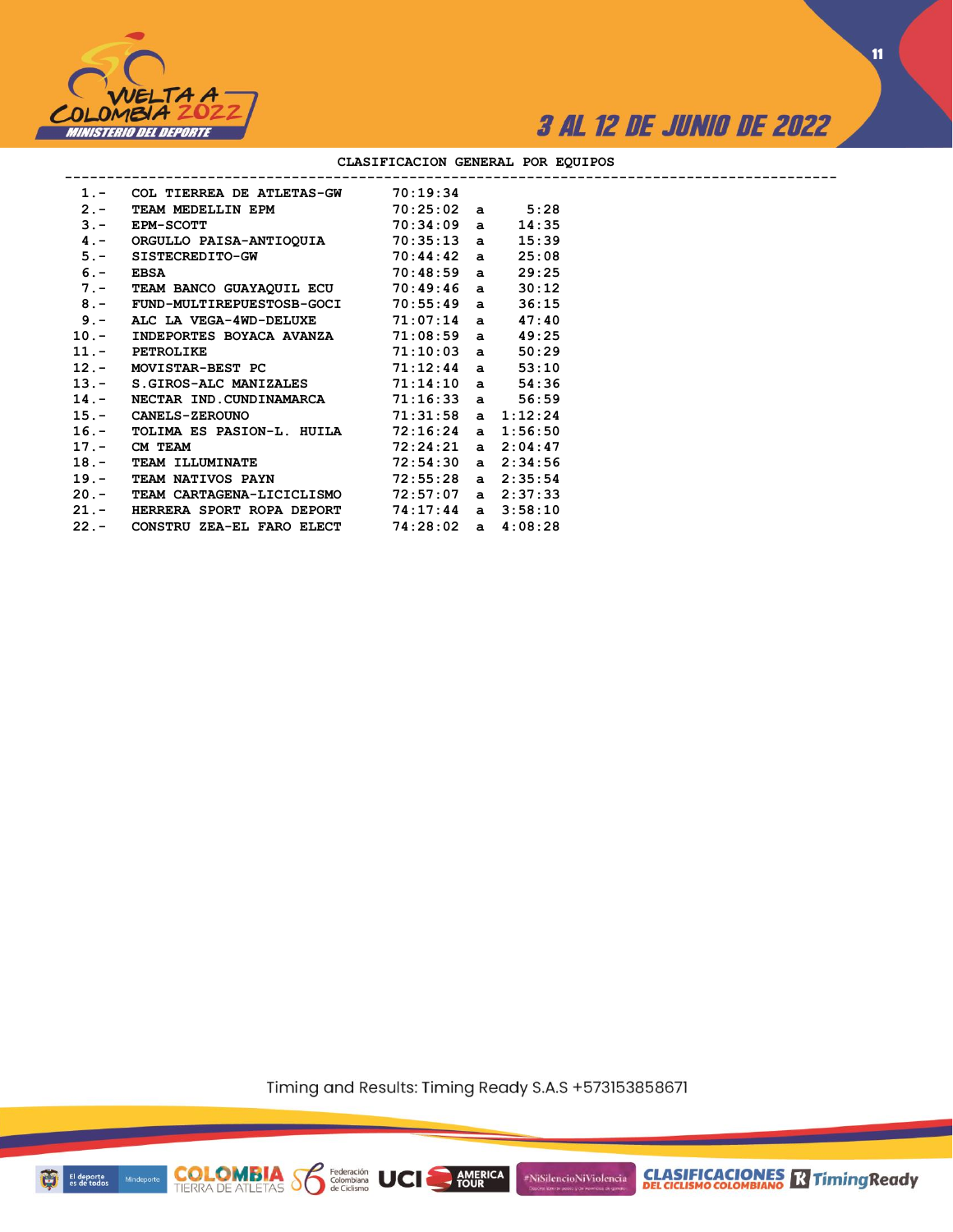## CLASIFICACION GENERAL POR EQUIPOS

| Pos. | Equipo | Tiempo | | Diferencia |
|---|---|---|---|---|
| 1.- | COL TIERREA DE ATLETAS-GW | 70:19:34 | | |
| 2.- | TEAM MEDELLIN EPM | 70:25:02 | a | 5:28 |
| 3.- | EPM-SCOTT | 70:34:09 | a | 14:35 |
| 4.- | ORGULLO PAISA-ANTIOQUIA | 70:35:13 | a | 15:39 |
| 5.- | SISTECREDITO-GW | 70:44:42 | a | 25:08 |
| 6.- | EBSA | 70:48:59 | a | 29:25 |
| 7.- | TEAM BANCO GUAYAQUIL ECU | 70:49:46 | a | 30:12 |
| 8.- | FUND-MULTIREPUESTOSB-GOCI | 70:55:49 | a | 36:15 |
| 9.- | ALC LA VEGA-4WD-DELUXE | 71:07:14 | a | 47:40 |
| 10.- | INDEPORTES BOYACA AVANZA | 71:08:59 | a | 49:25 |
| 11.- | PETROLIKE | 71:10:03 | a | 50:29 |
| 12.- | MOVISTAR-BEST PC | 71:12:44 | a | 53:10 |
| 13.- | S.GIROS-ALC MANIZALES | 71:14:10 | a | 54:36 |
| 14.- | NECTAR IND.CUNDINAMARCA | 71:16:33 | a | 56:59 |
| 15.- | CANELS-ZEROUNO | 71:31:58 | a | 1:12:24 |
| 16.- | TOLIMA ES PASION-L. HUILA | 72:16:24 | a | 1:56:50 |
| 17.- | CM TEAM | 72:24:21 | a | 2:04:47 |
| 18.- | TEAM ILLUMINATE | 72:54:30 | a | 2:34:56 |
| 19.- | TEAM NATIVOS PAYN | 72:55:28 | a | 2:35:54 |
| 20.- | TEAM CARTAGENA-LICICLISMO | 72:57:07 | a | 2:37:33 |
| 21.- | HERRERA SPORT ROPA DEPORT | 74:17:44 | a | 3:58:10 |
| 22.- | CONSTRU ZEA-EL FARO ELECT | 74:28:02 | a | 4:08:28 |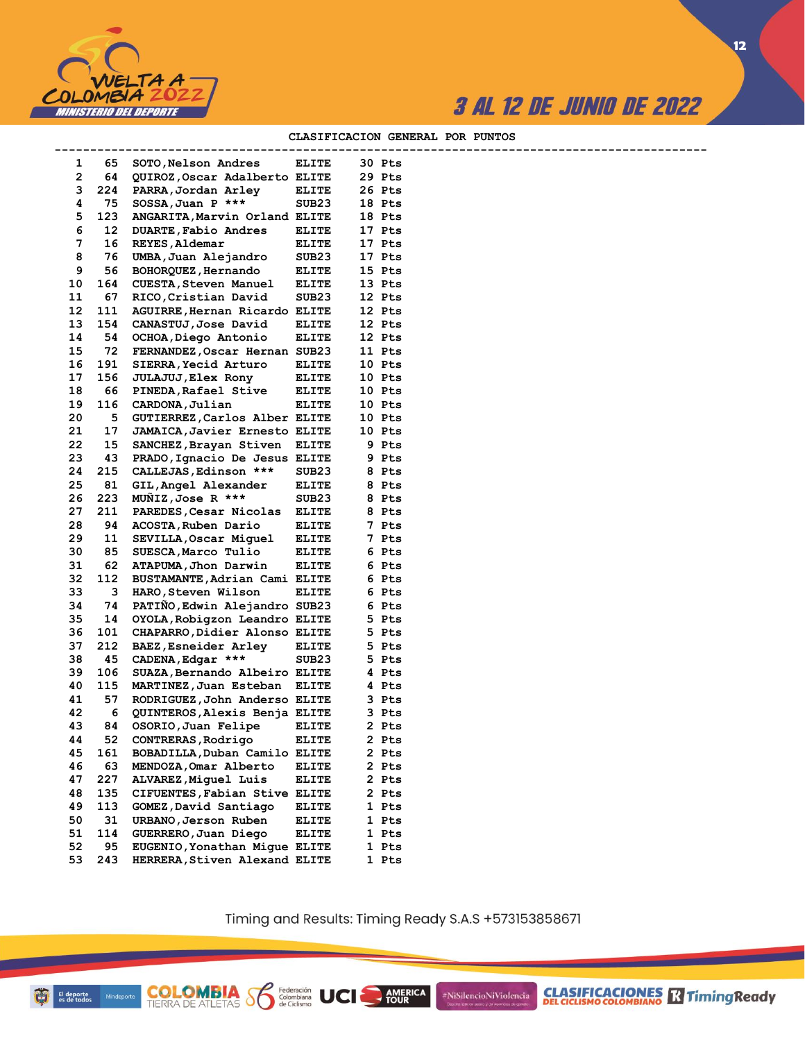3 AL 12 DE JUNIO DE 2022

## CLASIFICACION GENERAL POR PUNTOS

| Pos | Dorsal | Nombre | Categoría | Puntos |
|---|---|---|---|---|
| 1 | 65 | SOTO,Nelson Andres | ELITE | 30 Pts |
| 2 | 64 | QUIROZ,Oscar Adalberto | ELITE | 29 Pts |
| 3 | 224 | PARRA,Jordan Arley | ELITE | 26 Pts |
| 4 | 75 | SOSSA,Juan P *** | SUB23 | 18 Pts |
| 5 | 123 | ANGARITA,Marvin Orland | ELITE | 18 Pts |
| 6 | 12 | DUARTE,Fabio Andres | ELITE | 17 Pts |
| 7 | 16 | REYES,Aldemar | ELITE | 17 Pts |
| 8 | 76 | UMBA,Juan Alejandro | SUB23 | 17 Pts |
| 9 | 56 | BOHORQUEZ,Hernando | ELITE | 15 Pts |
| 10 | 164 | CUESTA,Steven Manuel | ELITE | 13 Pts |
| 11 | 67 | RICO,Cristian David | SUB23 | 12 Pts |
| 12 | 111 | AGUIRRE,Hernan Ricardo | ELITE | 12 Pts |
| 13 | 154 | CANASTUJ,Jose David | ELITE | 12 Pts |
| 14 | 54 | OCHOA,Diego Antonio | ELITE | 12 Pts |
| 15 | 72 | FERNANDEZ,Oscar Hernan | SUB23 | 11 Pts |
| 16 | 191 | SIERRA,Yecid Arturo | ELITE | 10 Pts |
| 17 | 156 | JULAJUJ,Elex Rony | ELITE | 10 Pts |
| 18 | 66 | PINEDA,Rafael Stive | ELITE | 10 Pts |
| 19 | 116 | CARDONA,Julian | ELITE | 10 Pts |
| 20 | 5 | GUTIERREZ,Carlos Alber | ELITE | 10 Pts |
| 21 | 17 | JAMAICA,Javier Ernesto | ELITE | 10 Pts |
| 22 | 15 | SANCHEZ,Brayan Stiven | ELITE | 9 Pts |
| 23 | 43 | PRADO,Ignacio De Jesus | ELITE | 9 Pts |
| 24 | 215 | CALLEJAS,Edinson *** | SUB23 | 8 Pts |
| 25 | 81 | GIL,Angel Alexander | ELITE | 8 Pts |
| 26 | 223 | MUÑIZ,Jose R *** | SUB23 | 8 Pts |
| 27 | 211 | PAREDES,Cesar Nicolas | ELITE | 8 Pts |
| 28 | 94 | ACOSTA,Ruben Dario | ELITE | 7 Pts |
| 29 | 11 | SEVILLA,Oscar Miguel | ELITE | 7 Pts |
| 30 | 85 | SUESCA,Marco Tulio | ELITE | 6 Pts |
| 31 | 62 | ATAPUMA,Jhon Darwin | ELITE | 6 Pts |
| 32 | 112 | BUSTAMANTE,Adrian Cami | ELITE | 6 Pts |
| 33 | 3 | HARO,Steven Wilson | ELITE | 6 Pts |
| 34 | 74 | PATIÑO,Edwin Alejandro | SUB23 | 6 Pts |
| 35 | 14 | OYOLA,Robigzon Leandro | ELITE | 5 Pts |
| 36 | 101 | CHAPARRO,Didier Alonso | ELITE | 5 Pts |
| 37 | 212 | BAEZ,Esneider Arley | ELITE | 5 Pts |
| 38 | 45 | CADENA,Edgar *** | SUB23 | 5 Pts |
| 39 | 106 | SUAZA,Bernando Albeiro | ELITE | 4 Pts |
| 40 | 115 | MARTINEZ,Juan Esteban | ELITE | 4 Pts |
| 41 | 57 | RODRIGUEZ,John Anderso | ELITE | 3 Pts |
| 42 | 6 | QUINTEROS,Alexis Benja | ELITE | 3 Pts |
| 43 | 84 | OSORIO,Juan Felipe | ELITE | 2 Pts |
| 44 | 52 | CONTRERAS,Rodrigo | ELITE | 2 Pts |
| 45 | 161 | BOBADILLA,Duban Camilo | ELITE | 2 Pts |
| 46 | 63 | MENDOZA,Omar Alberto | ELITE | 2 Pts |
| 47 | 227 | ALVAREZ,Miguel Luis | ELITE | 2 Pts |
| 48 | 135 | CIFUENTES,Fabian Stive | ELITE | 2 Pts |
| 49 | 113 | GOMEZ,David Santiago | ELITE | 1 Pts |
| 50 | 31 | URBANO,Jerson Ruben | ELITE | 1 Pts |
| 51 | 114 | GUERRERO,Juan Diego | ELITE | 1 Pts |
| 52 | 95 | EUGENIO,Yonathan Migue | ELITE | 1 Pts |
| 53 | 243 | HERRERA,Stiven Alexand | ELITE | 1 Pts |

Timing and Results: Timing Ready S.A.S +573153858671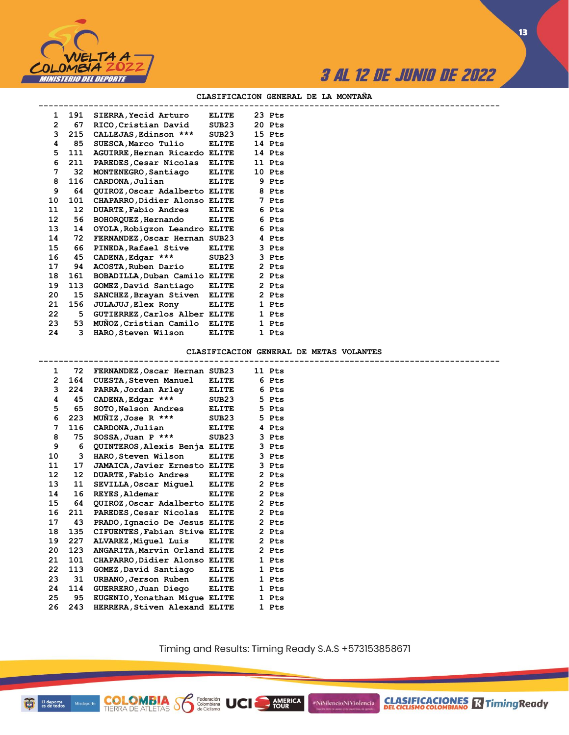3 AL 12 DE JUNIO DE 2022

## CLASIFICACION GENERAL DE LA MONTAÑA

| Pos | No. | Nombre | Cat. | Puntos |
|---|---|---|---|---|
| 1 | 191 | SIERRA,Yecid Arturo | ELITE | 23 Pts |
| 2 | 67 | RICO,Cristian David | SUB23 | 20 Pts |
| 3 | 215 | CALLEJAS,Edinson *** | SUB23 | 15 Pts |
| 4 | 85 | SUESCA,Marco Tulio | ELITE | 14 Pts |
| 5 | 111 | AGUIRRE,Hernan Ricardo | ELITE | 14 Pts |
| 6 | 211 | PAREDES,Cesar Nicolas | ELITE | 11 Pts |
| 7 | 32 | MONTENEGRO,Santiago | ELITE | 10 Pts |
| 8 | 116 | CARDONA,Julian | ELITE | 9 Pts |
| 9 | 64 | QUIROZ,Oscar Adalberto | ELITE | 8 Pts |
| 10 | 101 | CHAPARRO,Didier Alonso | ELITE | 7 Pts |
| 11 | 12 | DUARTE,Fabio Andres | ELITE | 6 Pts |
| 12 | 56 | BOHORQUEZ,Hernando | ELITE | 6 Pts |
| 13 | 14 | OYOLA,Robigzon Leandro | ELITE | 6 Pts |
| 14 | 72 | FERNANDEZ,Oscar Hernan | SUB23 | 4 Pts |
| 15 | 66 | PINEDA,Rafael Stive | ELITE | 3 Pts |
| 16 | 45 | CADENA,Edgar *** | SUB23 | 3 Pts |
| 17 | 94 | ACOSTA,Ruben Dario | ELITE | 2 Pts |
| 18 | 161 | BOBADILLA,Duban Camilo | ELITE | 2 Pts |
| 19 | 113 | GOMEZ,David Santiago | ELITE | 2 Pts |
| 20 | 15 | SANCHEZ,Brayan Stiven | ELITE | 2 Pts |
| 21 | 156 | JULAJUJ,Elex Rony | ELITE | 1 Pts |
| 22 | 5 | GUTIERREZ,Carlos Alber | ELITE | 1 Pts |
| 23 | 53 | MUÑOZ,Cristian Camilo | ELITE | 1 Pts |
| 24 | 3 | HARO,Steven Wilson | ELITE | 1 Pts |

## CLASIFICACION GENERAL DE METAS VOLANTES

| Pos | No. | Nombre | Cat. | Puntos |
|---|---|---|---|---|
| 1 | 72 | FERNANDEZ,Oscar Hernan | SUB23 | 11 Pts |
| 2 | 164 | CUESTA,Steven Manuel | ELITE | 6 Pts |
| 3 | 224 | PARRA,Jordan Arley | ELITE | 6 Pts |
| 4 | 45 | CADENA,Edgar *** | SUB23 | 5 Pts |
| 5 | 65 | SOTO,Nelson Andres | ELITE | 5 Pts |
| 6 | 223 | MUÑIZ,Jose R *** | SUB23 | 5 Pts |
| 7 | 116 | CARDONA,Julian | ELITE | 4 Pts |
| 8 | 75 | SOSSA,Juan P *** | SUB23 | 3 Pts |
| 9 | 6 | QUINTEROS,Alexis Benja | ELITE | 3 Pts |
| 10 | 3 | HARO,Steven Wilson | ELITE | 3 Pts |
| 11 | 17 | JAMAICA,Javier Ernesto | ELITE | 3 Pts |
| 12 | 12 | DUARTE,Fabio Andres | ELITE | 2 Pts |
| 13 | 11 | SEVILLA,Oscar Miguel | ELITE | 2 Pts |
| 14 | 16 | REYES,Aldemar | ELITE | 2 Pts |
| 15 | 64 | QUIROZ,Oscar Adalberto | ELITE | 2 Pts |
| 16 | 211 | PAREDES,Cesar Nicolas | ELITE | 2 Pts |
| 17 | 43 | PRADO,Ignacio De Jesus | ELITE | 2 Pts |
| 18 | 135 | CIFUENTES,Fabian Stive | ELITE | 2 Pts |
| 19 | 227 | ALVAREZ,Miguel Luis | ELITE | 2 Pts |
| 20 | 123 | ANGARITA,Marvin Orland | ELITE | 2 Pts |
| 21 | 101 | CHAPARRO,Didier Alonso | ELITE | 1 Pts |
| 22 | 113 | GOMEZ,David Santiago | ELITE | 1 Pts |
| 23 | 31 | URBANO,Jerson Ruben | ELITE | 1 Pts |
| 24 | 114 | GUERRERO,Juan Diego | ELITE | 1 Pts |
| 25 | 95 | EUGENIO,Yonathan Migue | ELITE | 1 Pts |
| 26 | 243 | HERRERA,Stiven Alexand | ELITE | 1 Pts |

Timing and Results: Timing Ready S.A.S +573153858671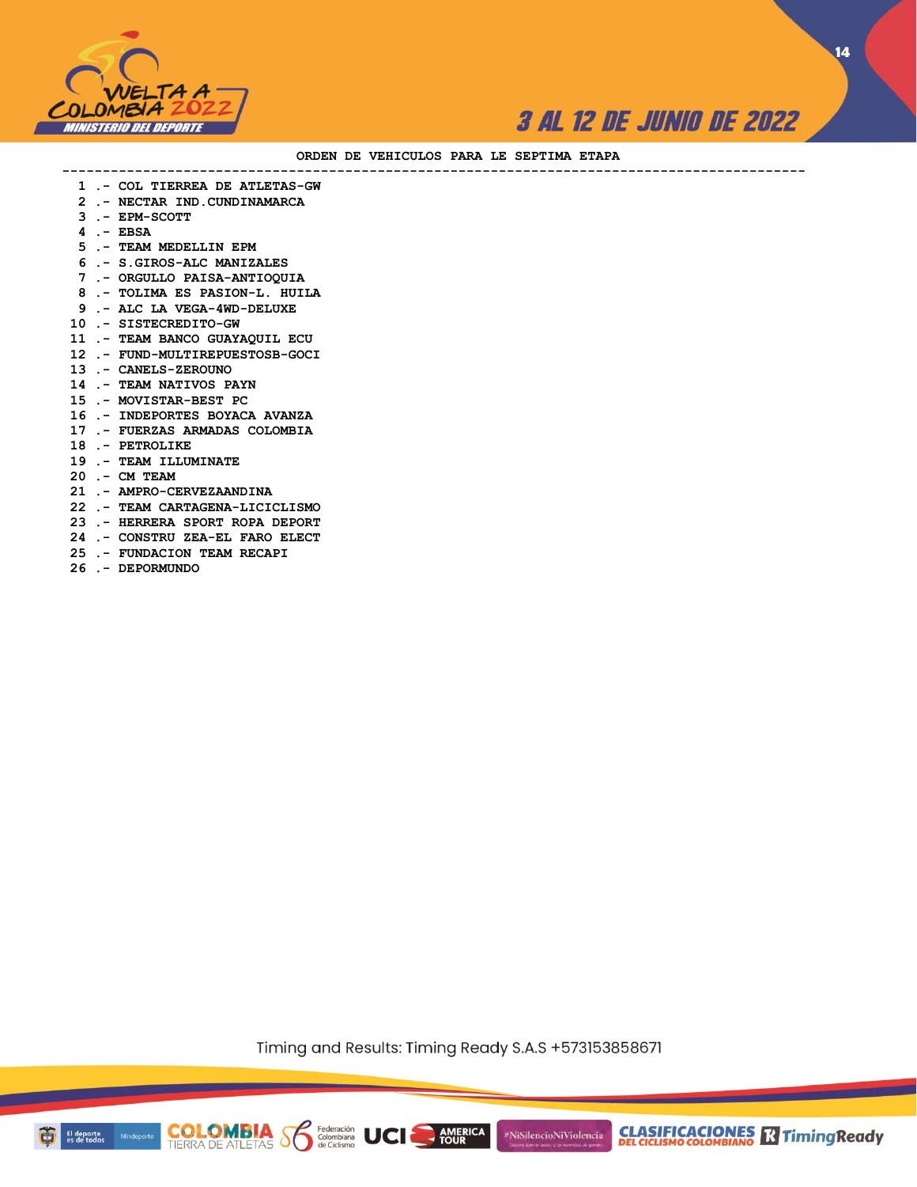## ORDEN DE VEHICULOS PARA LE SEPTIMA ETAPA

1 .- COL TIERREA DE ATLETAS-GW
2 .- NECTAR IND.CUNDINAMARCA
3 .- EPM-SCOTT
4 .- EBSA
5 .- TEAM MEDELLIN EPM
6 .- S.GIROS-ALC MANIZALES
7 .- ORGULLO PAISA-ANTIOQUIA
8 .- TOLIMA ES PASION-L. HUILA
9 .- ALC LA VEGA-4WD-DELUXE
10 .- SISTECREDITO-GW
11 .- TEAM BANCO GUAYAQUIL ECU
12 .- FUND-MULTIREPUESTOSB-GOCI
13 .- CANELS-ZEROUNO
14 .- TEAM NATIVOS PAYN
15 .- MOVISTAR-BEST PC
16 .- INDEPORTES BOYACA AVANZA
17 .- FUERZAS ARMADAS COLOMBIA
18 .- PETROLIKE
19 .- TEAM ILLUMINATE
20 .- CM TEAM
21 .- AMPRO-CERVEZAANDINA
22 .- TEAM CARTAGENA-LICICLISMO
23 .- HERRERA SPORT ROPA DEPORT
24 .- CONSTRU ZEA-EL FARO ELECT
25 .- FUNDACION TEAM RECAPI
26 .- DEPORMUNDO

Timing and Results: Timing Ready S.A.S +573153858671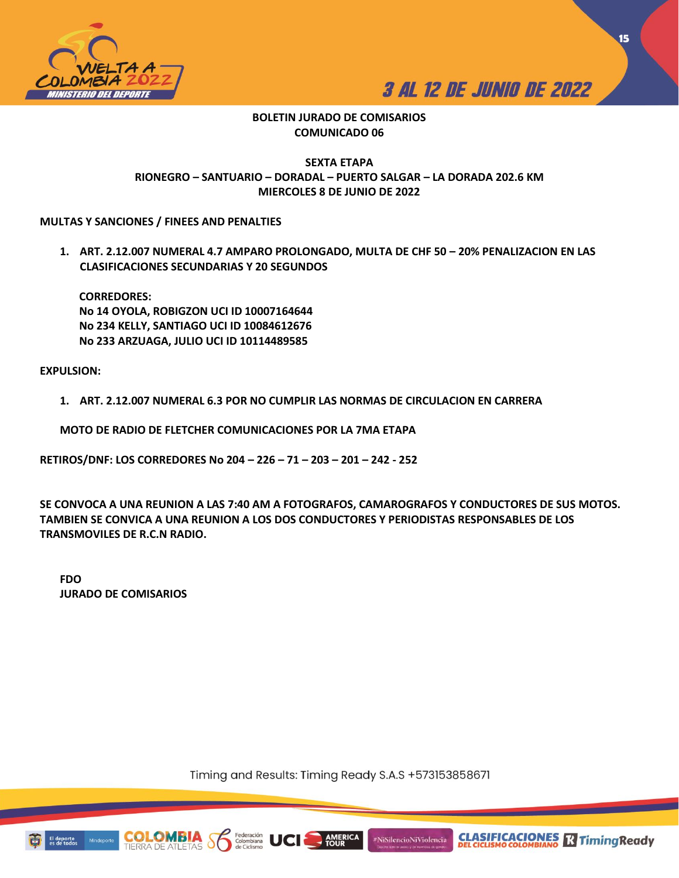**BOLETIN JURADO DE COMISARIOS**
**COMUNICADO 06**

**SEXTA ETAPA**
**RIONEGRO – SANTUARIO – DORADAL – PUERTO SALGAR – LA DORADA 202.6 KM**
**MIERCOLES 8 DE JUNIO DE 2022**

**MULTAS Y SANCIONES / FINEES AND PENALTIES**

1. **ART. 2.12.007 NUMERAL 4.7 AMPARO PROLONGADO, MULTA DE CHF 50 – 20% PENALIZACION EN LAS CLASIFICACIONES SECUNDARIAS Y 20 SEGUNDOS**

   **CORREDORES:**
   **No 14 OYOLA, ROBIGZON UCI ID 10007164644**
   **No 234 KELLY, SANTIAGO UCI ID 10084612676**
   **No 233 ARZUAGA, JULIO UCI ID 10114489585**

**EXPULSION:**

1. **ART. 2.12.007 NUMERAL 6.3 POR NO CUMPLIR LAS NORMAS DE CIRCULACION EN CARRERA**

   **MOTO DE RADIO DE FLETCHER COMUNICACIONES POR LA 7MA ETAPA**

**RETIROS/DNF: LOS CORREDORES No 204 – 226 – 71 – 203 – 201 – 242 - 252**

**SE CONVOCA A UNA REUNION A LAS 7:40 AM A FOTOGRAFOS, CAMAROGRAFOS Y CONDUCTORES DE SUS MOTOS. TAMBIEN SE CONVICA A UNA REUNION A LOS DOS CONDUCTORES Y PERIODISTAS RESPONSABLES DE LOS TRANSMOVILES DE R.C.N RADIO.**

**FDO**
**JURADO DE COMISARIOS**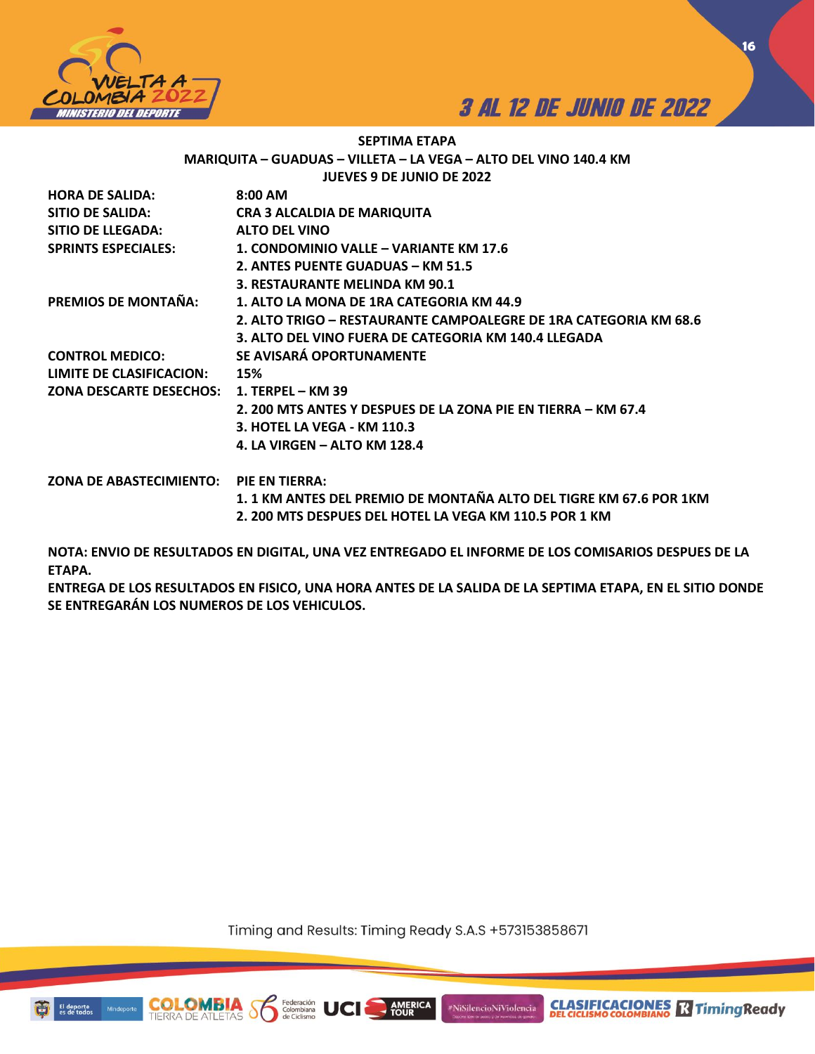**SEPTIMA ETAPA**

**MARIQUITA – GUADUAS – VILLETA – LA VEGA – ALTO DEL VINO 140.4 KM**

**JUEVES 9 DE JUNIO DE 2022**

| | |
|---|---|
| **HORA DE SALIDA:** | **8:00 AM** |
| **SITIO DE SALIDA:** | **CRA 3 ALCALDIA DE MARIQUITA** |
| **SITIO DE LLEGADA:** | **ALTO DEL VINO** |
| **SPRINTS ESPECIALES:** | **1. CONDOMINIO VALLE – VARIANTE KM 17.6** |
| | **2. ANTES PUENTE GUADUAS – KM 51.5** |
| | **3. RESTAURANTE MELINDA KM 90.1** |
| **PREMIOS DE MONTAÑA:** | **1. ALTO LA MONA DE 1RA CATEGORIA KM 44.9** |
| | **2. ALTO TRIGO – RESTAURANTE CAMPOALEGRE DE 1RA CATEGORIA KM 68.6** |
| | **3. ALTO DEL VINO FUERA DE CATEGORIA KM 140.4 LLEGADA** |
| **CONTROL MEDICO:** | **SE AVISARÁ OPORTUNAMENTE** |
| **LIMITE DE CLASIFICACION:** | **15%** |
| **ZONA DESCARTE DESECHOS:** | **1. TERPEL – KM 39** |
| | **2. 200 MTS ANTES Y DESPUES DE LA ZONA PIE EN TIERRA – KM 67.4** |
| | **3. HOTEL LA VEGA - KM 110.3** |
| | **4. LA VIRGEN – ALTO KM 128.4** |
| **ZONA DE ABASTECIMIENTO:** | **PIE EN TIERRA:** |
| | **1. 1 KM ANTES DEL PREMIO DE MONTAÑA ALTO DEL TIGRE KM 67.6 POR 1KM** |
| | **2. 200 MTS DESPUES DEL HOTEL LA VEGA KM 110.5 POR 1 KM** |

**NOTA: ENVIO DE RESULTADOS EN DIGITAL, UNA VEZ ENTREGADO EL INFORME DE LOS COMISARIOS DESPUES DE LA ETAPA.**

**ENTREGA DE LOS RESULTADOS EN FISICO, UNA HORA ANTES DE LA SALIDA DE LA SEPTIMA ETAPA, EN EL SITIO DONDE SE ENTREGARÁN LOS NUMEROS DE LOS VEHICULOS.**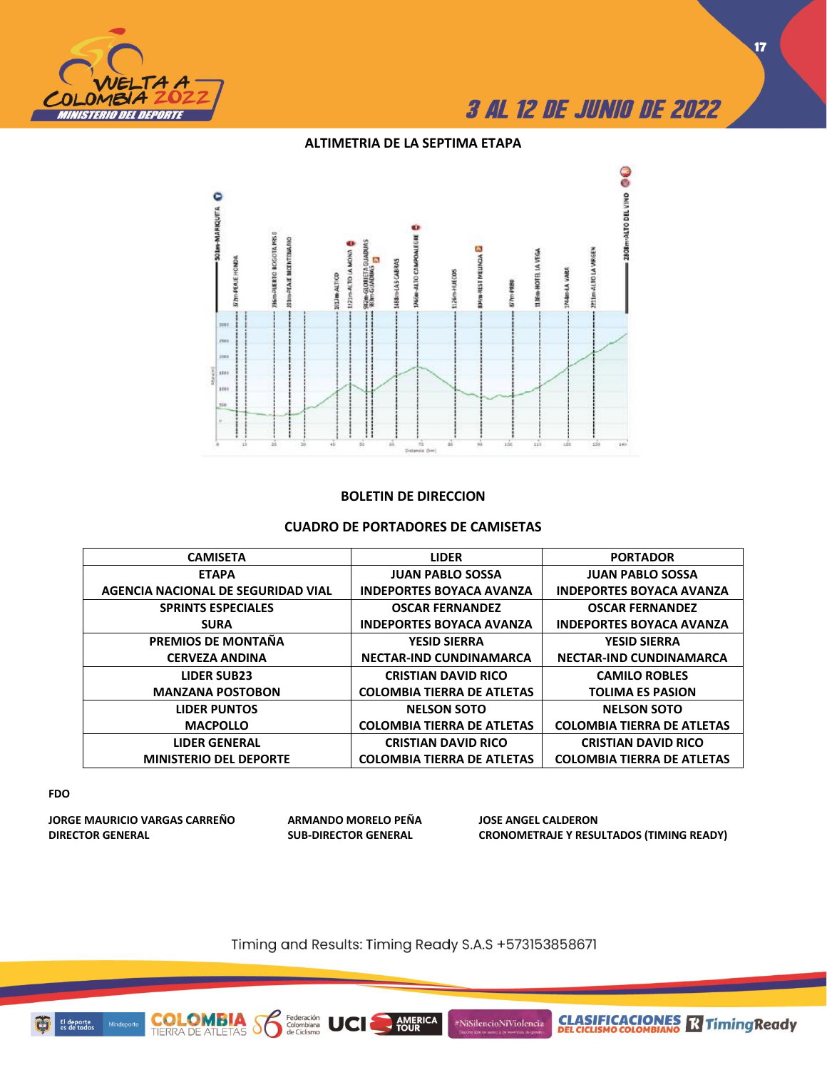**ALTIMETRIA DE LA SEPTIMA ETAPA**

**BOLETIN DE DIRECCION**

**CUADRO DE PORTADORES DE CAMISETAS**

| CAMISETA | LIDER | PORTADOR |
|---|---|---|
| ETAPA<br>AGENCIA NACIONAL DE SEGURIDAD VIAL | JUAN PABLO SOSSA<br>INDEPORTES BOYACA AVANZA | JUAN PABLO SOSSA<br>INDEPORTES BOYACA AVANZA |
| SPRINTS ESPECIALES<br>SURA | OSCAR FERNANDEZ<br>INDEPORTES BOYACA AVANZA | OSCAR FERNANDEZ<br>INDEPORTES BOYACA AVANZA |
| PREMIOS DE MONTAÑA<br>CERVEZA ANDINA | YESID SIERRA<br>NECTAR-IND CUNDINAMARCA | YESID SIERRA<br>NECTAR-IND CUNDINAMARCA |
| LIDER SUB23<br>MANZANA POSTOBON | CRISTIAN DAVID RICO<br>COLOMBIA TIERRA DE ATLETAS | CAMILO ROBLES<br>TOLIMA ES PASION |
| LIDER PUNTOS<br>MACPOLLO | NELSON SOTO<br>COLOMBIA TIERRA DE ATLETAS | NELSON SOTO<br>COLOMBIA TIERRA DE ATLETAS |
| LIDER GENERAL<br>MINISTERIO DEL DEPORTE | CRISTIAN DAVID RICO<br>COLOMBIA TIERRA DE ATLETAS | CRISTIAN DAVID RICO<br>COLOMBIA TIERRA DE ATLETAS |

**FDO**

**JORGE MAURICIO VARGAS CARREÑO**
**DIRECTOR GENERAL**

**ARMANDO MORELO PEÑA**
**SUB-DIRECTOR GENERAL**

**JOSE ANGEL CALDERON**
**CRONOMETRAJE Y RESULTADOS (TIMING READY)**

Timing and Results: Timing Ready S.A.S +573153858671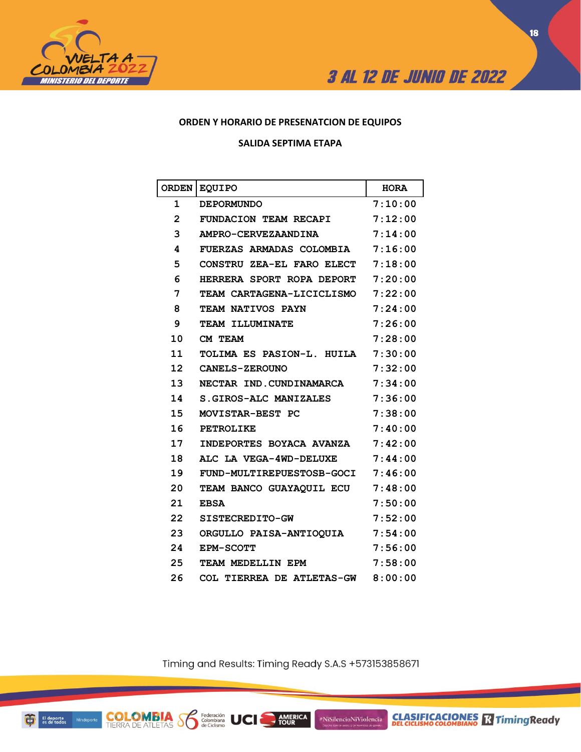**ORDEN Y HORARIO DE PRESENATCION DE EQUIPOS**

**SALIDA SEPTIMA ETAPA**

| ORDEN | EQUIPO | HORA |
|---|---|---|
| 1 | DEPORMUNDO | 7:10:00 |
| 2 | FUNDACION TEAM RECAPI | 7:12:00 |
| 3 | AMPRO-CERVEZAANDINA | 7:14:00 |
| 4 | FUERZAS ARMADAS COLOMBIA | 7:16:00 |
| 5 | CONSTRU ZEA-EL FARO ELECT | 7:18:00 |
| 6 | HERRERA SPORT ROPA DEPORT | 7:20:00 |
| 7 | TEAM CARTAGENA-LICICLISMO | 7:22:00 |
| 8 | TEAM NATIVOS PAYN | 7:24:00 |
| 9 | TEAM ILLUMINATE | 7:26:00 |
| 10 | CM TEAM | 7:28:00 |
| 11 | TOLIMA ES PASION-L. HUILA | 7:30:00 |
| 12 | CANELS-ZEROUNO | 7:32:00 |
| 13 | NECTAR IND.CUNDINAMARCA | 7:34:00 |
| 14 | S.GIROS-ALC MANIZALES | 7:36:00 |
| 15 | MOVISTAR-BEST PC | 7:38:00 |
| 16 | PETROLIKE | 7:40:00 |
| 17 | INDEPORTES BOYACA AVANZA | 7:42:00 |
| 18 | ALC LA VEGA-4WD-DELUXE | 7:44:00 |
| 19 | FUND-MULTIREPUESTOSB-GOCI | 7:46:00 |
| 20 | TEAM BANCO GUAYAQUIL ECU | 7:48:00 |
| 21 | EBSA | 7:50:00 |
| 22 | SISTECREDITO-GW | 7:52:00 |
| 23 | ORGULLO PAISA-ANTIOQUIA | 7:54:00 |
| 24 | EPM-SCOTT | 7:56:00 |
| 25 | TEAM MEDELLIN EPM | 7:58:00 |
| 26 | COL TIERREA DE ATLETAS-GW | 8:00:00 |

Timing and Results: Timing Ready S.A.S +573153858671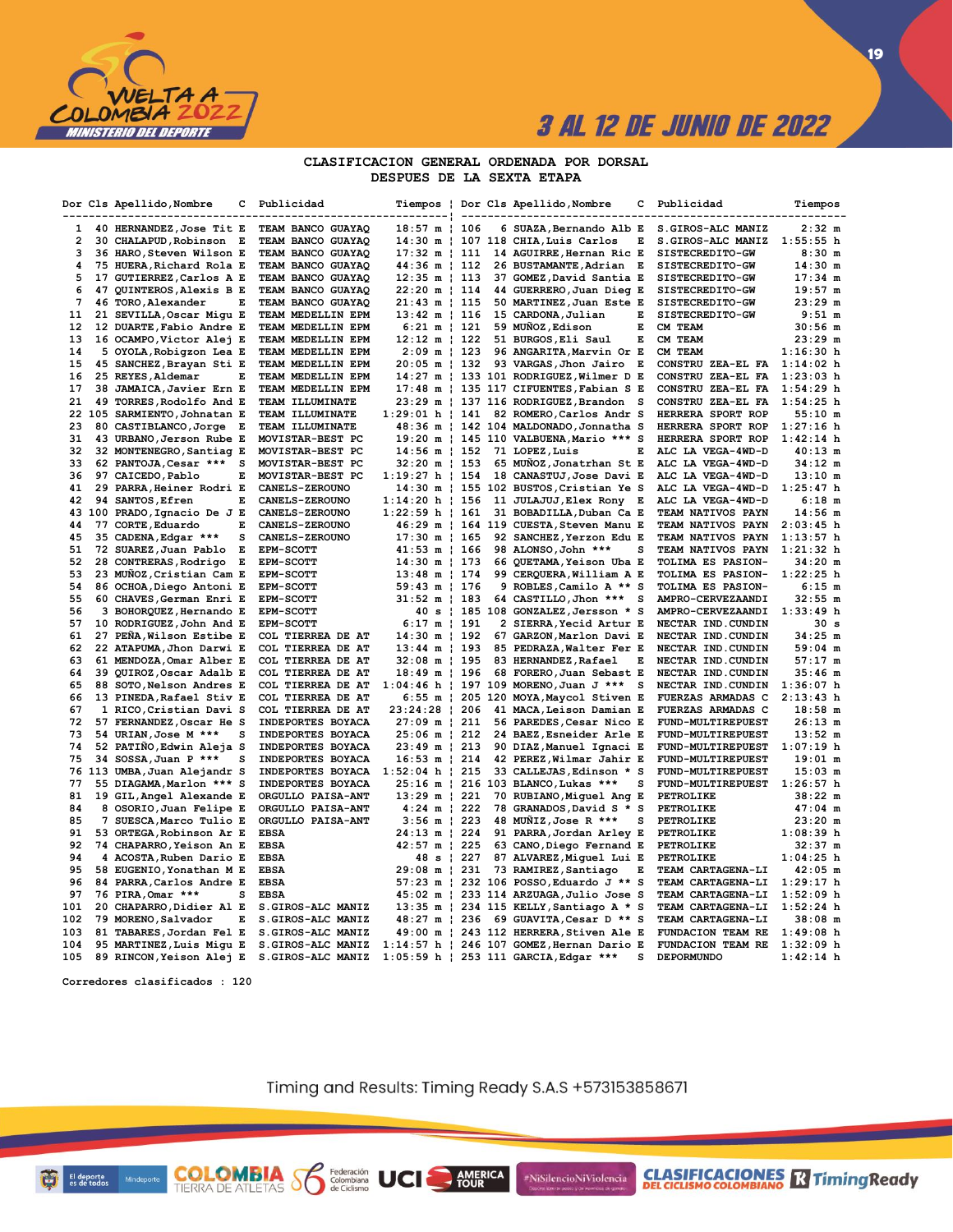## CLASIFICACION GENERAL ORDENADA POR DORSAL
## DESPUES DE LA SEXTA ETAPA

| Dor | Cls | Apellido,Nombre | C | Publicidad | Tiempos |
|---|---|---|---|---|---|
| 1 | 40 | HERNANDEZ,Jose Tit | E | TEAM BANCO GUAYAQ | 18:57 m |
| 2 | 30 | CHALAPUD,Robinson | E | TEAM BANCO GUAYAQ | 14:30 m |
| 3 | 36 | HARO,Steven Wilson | E | TEAM BANCO GUAYAQ | 17:32 m |
| 4 | 75 | HUERA,Richard Rola | E | TEAM BANCO GUAYAQ | 44:36 m |
| 5 | 17 | GUTIERREZ,Carlos A | E | TEAM BANCO GUAYAQ | 12:35 m |
| 6 | 47 | QUINTEROS,Alexis B | E | TEAM BANCO GUAYAQ | 22:20 m |
| 7 | 46 | TORO,Alexander | E | TEAM BANCO GUAYAQ | 21:43 m |
| 11 | 21 | SEVILLA,Oscar Migu | E | TEAM MEDELLIN EPM | 13:42 m |
| 12 | 12 | DUARTE,Fabio Andre | E | TEAM MEDELLIN EPM | 6:21 m |
| 13 | 16 | OCAMPO,Victor Alej | E | TEAM MEDELLIN EPM | 12:12 m |
| 14 | 5 | OYOLA,Robigzon Lea | E | TEAM MEDELLIN EPM | 2:09 m |
| 15 | 45 | SANCHEZ,Brayan Sti | E | TEAM MEDELLIN EPM | 20:05 m |
| 16 | 25 | REYES,Aldemar | E | TEAM MEDELLIN EPM | 14:27 m |
| 17 | 38 | JAMAICA,Javier Ern | E | TEAM MEDELLIN EPM | 17:48 m |
| 21 | 49 | TORRES,Rodolfo And | E | TEAM ILLUMINATE | 23:29 m |
| 22 | 105 | SARMIENTO,Johnatan | E | TEAM ILLUMINATE | 1:29:01 h |
| 23 | 80 | CASTIBLANCO,Jorge | E | TEAM ILLUMINATE | 48:36 m |
| 31 | 43 | URBANO,Jerson Rube | E | MOVISTAR-BEST PC | 19:20 m |
| 32 | 32 | MONTENEGRO,Santiag | E | MOVISTAR-BEST PC | 14:56 m |
| 33 | 62 | PANTOJA,Cesar *** | S | MOVISTAR-BEST PC | 32:20 m |
| 36 | 97 | CAICEDO,Pablo | E | MOVISTAR-BEST PC | 1:19:27 h |
| 41 | 29 | PARRA,Heiner Rodri | E | CANELS-ZEROUNO | 14:30 m |
| 42 | 94 | SANTOS,Efren | E | CANELS-ZEROUNO | 1:14:20 h |
| 43 | 100 | PRADO,Ignacio De J | E | CANELS-ZEROUNO | 1:22:59 h |
| 44 | 77 | CORTE,Eduardo | E | CANELS-ZEROUNO | 46:29 m |
| 45 | 35 | CADENA,Edgar *** | S | CANELS-ZEROUNO | 17:30 m |
| 51 | 72 | SUAREZ,Juan Pablo | E | EPM-SCOTT | 41:53 m |
| 52 | 28 | CONTRERAS,Rodrigo | E | EPM-SCOTT | 14:30 m |
| 53 | 23 | MUÑOZ,Cristian Cam | E | EPM-SCOTT | 13:48 m |
| 54 | 86 | OCHOA,Diego Antoni | E | EPM-SCOTT | 59:43 m |
| 55 | 60 | CHAVES,German Enri | E | EPM-SCOTT | 31:52 m |
| 56 | 3 | BOHORQUEZ,Hernando | E | EPM-SCOTT | 40 s |
| 57 | 10 | RODRIGUEZ,John And | E | EPM-SCOTT | 6:17 m |
| 61 | 27 | PEÑA,Wilson Estibe | E | COL TIERREA DE AT | 14:30 m |
| 62 | 22 | ATAPUMA,Jhon Darwi | E | COL TIERREA DE AT | 13:44 m |
| 63 | 61 | MENDOZA,Omar Alber | E | COL TIERREA DE AT | 32:08 m |
| 64 | 39 | QUIROZ,Oscar Adalb | E | COL TIERREA DE AT | 18:49 m |
| 65 | 88 | SOTO,Nelson Andres | E | COL TIERREA DE AT | 1:04:46 h |
| 66 | 13 | PINEDA,Rafael Stiv | E | COL TIERREA DE AT | 6:55 m |
| 67 | 1 | RICO,Cristian Davi | S | COL TIERREA DE AT | 23:24:28 |
| 72 | 57 | FERNANDEZ,Oscar He | S | INDEPORTES BOYACA | 27:09 m |
| 73 | 54 | URIAN,Jose M *** | S | INDEPORTES BOYACA | 25:06 m |
| 74 | 52 | PATIÑO,Edwin Aleja | S | INDEPORTES BOYACA | 23:49 m |
| 75 | 34 | SOSSA,Juan P *** | S | INDEPORTES BOYACA | 16:53 m |
| 76 | 113 | UMBA,Juan Alejandr | S | INDEPORTES BOYACA | 1:52:04 h |
| 77 | 55 | DIAGAMA,Marlon *** | S | INDEPORTES BOYACA | 25:16 m |
| 81 | 19 | GIL,Angel Alexande | E | ORGULLO PAISA-ANT | 13:29 m |
| 84 | 8 | OSORIO,Juan Felipe | E | ORGULLO PAISA-ANT | 4:24 m |
| 85 | 7 | SUESCA,Marco Tulio | E | ORGULLO PAISA-ANT | 3:56 m |
| 91 | 53 | ORTEGA,Robinson Ar | E | EBSA | 24:13 m |
| 92 | 74 | CHAPARRO,Yeison An | E | EBSA | 42:57 m |
| 94 | 4 | ACOSTA,Ruben Dario | E | EBSA | 48 s |
| 95 | 58 | EUGENIO,Yonathan M | E | EBSA | 29:08 m |
| 96 | 84 | PARRA,Carlos Andre | E | EBSA | 57:23 m |
| 97 | 76 | PIRA,Omar *** | S | EBSA | 45:02 m |
| 101 | 20 | CHAPARRO,Didier Al | E | S.GIROS-ALC MANIZ | 13:35 m |
| 102 | 79 | MORENO,Salvador | E | S.GIROS-ALC MANIZ | 48:27 m |
| 103 | 81 | TABARES,Jordan Fel | E | S.GIROS-ALC MANIZ | 49:00 m |
| 104 | 95 | MARTINEZ,Luis Migu | E | S.GIROS-ALC MANIZ | 1:14:57 h |
| 105 | 89 | RINCON,Yeison Alej | E | S.GIROS-ALC MANIZ | 1:05:59 h |
| 106 | 6 | SUAZA,Bernando Alb | E | S.GIROS-ALC MANIZ | 2:32 m |
| 107 | 118 | CHIA,Luis Carlos | E | S.GIROS-ALC MANIZ | 1:55:55 h |
| 111 | 14 | AGUIRRE,Hernan Ric | E | SISTECREDITO-GW | 8:30 m |
| 112 | 26 | BUSTAMANTE,Adrian | E | SISTECREDITO-GW | 14:30 m |
| 113 | 37 | GOMEZ,David Santia | E | SISTECREDITO-GW | 17:34 m |
| 114 | 44 | GUERRERO,Juan Dieg | E | SISTECREDITO-GW | 19:57 m |
| 115 | 50 | MARTINEZ,Juan Este | E | SISTECREDITO-GW | 23:29 m |
| 116 | 15 | CARDONA,Julian | E | SISTECREDITO-GW | 9:51 m |
| 121 | 59 | MUÑOZ,Edison | E | CM TEAM | 30:56 m |
| 122 | 51 | BURGOS,Eli Saul | E | CM TEAM | 23:29 m |
| 123 | 96 | ANGARITA,Marvin Or | E | CM TEAM | 1:16:30 h |
| 132 | 93 | VARGAS,Jhon Jairo | E | CONSTRU ZEA-EL FA | 1:14:02 h |
| 133 | 101 | RODRIGUEZ,Wilmer D | E | CONSTRU ZEA-EL FA | 1:23:03 h |
| 135 | 117 | CIFUENTES,Fabian S | E | CONSTRU ZEA-EL FA | 1:54:29 h |
| 137 | 116 | RODRIGUEZ,Brandon | S | CONSTRU ZEA-EL FA | 1:54:25 h |
| 141 | 82 | ROMERO,Carlos Andr | S | HERRERA SPORT ROP | 55:10 m |
| 142 | 104 | MALDONADO,Jonnatha | S | HERRERA SPORT ROP | 1:27:16 h |
| 145 | 110 | VALBUENA,Mario *** | S | HERRERA SPORT ROP | 1:42:14 h |
| 152 | 71 | LOPEZ,Luis | E | ALC LA VEGA-4WD-D | 40:13 m |
| 153 | 65 | MUÑOZ,Jonatrhan St | E | ALC LA VEGA-4WD-D | 34:12 m |
| 154 | 18 | CANASTUJ,Jose Davi | E | ALC LA VEGA-4WD-D | 13:10 m |
| 155 | 102 | BUSTOS,Cristian Ye | S | ALC LA VEGA-4WD-D | 1:25:47 h |
| 156 | 11 | JULAJUJ,Elex Rony | E | ALC LA VEGA-4WD-D | 6:18 m |
| 161 | 31 | BOBADILLA,Duban Ca | E | TEAM NATIVOS PAYN | 14:56 m |
| 164 | 119 | CUESTA,Steven Manu | E | TEAM NATIVOS PAYN | 2:03:45 h |
| 165 | 92 | SANCHEZ,Yerzon Edu | E | TEAM NATIVOS PAYN | 1:13:57 h |
| 166 | 98 | ALONSO,John *** | S | TEAM NATIVOS PAYN | 1:21:32 h |
| 173 | 66 | QUETAMA,Yeison Uba | E | TOLIMA ES PASION- | 34:20 m |
| 174 | 99 | CERQUERA,William A | E | TOLIMA ES PASION- | 1:22:25 h |
| 176 | 9 | ROBLES,Camilo A ** | S | TOLIMA ES PASION- | 6:15 m |
| 183 | 64 | CASTILLO,Jhon *** | S | AMPRO-CERVEZAANDI | 32:55 m |
| 185 | 108 | GONZALEZ,Jersson * | S | AMPRO-CERVEZAANDI | 1:33:49 h |
| 191 | 2 | SIERRA,Yecid Artur | E | NECTAR IND.CUNDIN | 30 s |
| 192 | 67 | GARZON,Marlon Davi | E | NECTAR IND.CUNDIN | 34:25 m |
| 193 | 85 | PEDRAZA,Walter Fer | E | NECTAR IND.CUNDIN | 59:04 m |
| 195 | 83 | HERNANDEZ,Rafael | E | NECTAR IND.CUNDIN | 57:17 m |
| 196 | 68 | FORERO,Juan Sebast | E | NECTAR IND.CUNDIN | 35:46 m |
| 197 | 109 | MORENO,Juan J *** | S | NECTAR IND.CUNDIN | 1:36:07 h |
| 205 | 120 | MOYA,Maycol Stiven | E | FUERZAS ARMADAS C | 2:13:43 h |
| 206 | 41 | MACA,Leison Damian | E | FUERZAS ARMADAS C | 18:58 m |
| 211 | 56 | PAREDES,Cesar Nico | E | FUND-MULTIREPUEST | 26:13 m |
| 212 | 24 | BAEZ,Esneider Arle | E | FUND-MULTIREPUEST | 13:52 m |
| 213 | 90 | DIAZ,Manuel Ignaci | E | FUND-MULTIREPUEST | 1:07:19 h |
| 214 | 42 | PEREZ,Wilmar Jahir | E | FUND-MULTIREPUEST | 19:01 m |
| 215 | 33 | CALLEJAS,Edinson * | S | FUND-MULTIREPUEST | 15:03 m |
| 216 | 103 | BLANCO,Lukas *** | S | FUND-MULTIREPUEST | 1:26:57 h |
| 221 | 70 | RUBIANO,Miguel Ang | E | PETROLIKE | 38:22 m |
| 222 | 78 | GRANADOS,David S * | S | PETROLIKE | 47:04 m |
| 223 | 48 | MUÑIZ,Jose R *** | S | PETROLIKE | 23:20 m |
| 224 | 91 | PARRA,Jordan Arley | E | PETROLIKE | 1:08:39 h |
| 225 | 63 | CANO,Diego Fernand | E | PETROLIKE | 32:37 m |
| 227 | 87 | ALVAREZ,Miguel Lui | E | PETROLIKE | 1:04:25 h |
| 231 | 73 | RAMIREZ,Santiago | E | TEAM CARTAGENA-LI | 42:05 m |
| 232 | 106 | POSSO,Eduardo J ** | S | TEAM CARTAGENA-LI | 1:29:17 h |
| 233 | 114 | ARZUAGA,Julio Jose | S | TEAM CARTAGENA-LI | 1:52:09 h |
| 234 | 115 | KELLY,Santiago A * | S | TEAM CARTAGENA-LI | 1:52:24 h |
| 236 | 69 | GUAVITA,Cesar D ** | S | TEAM CARTAGENA-LI | 38:08 m |
| 243 | 112 | HERRERA,Stiven Ale | E | FUNDACION TEAM RE | 1:49:08 h |
| 246 | 107 | GOMEZ,Hernan Dario | E | FUNDACION TEAM RE | 1:32:09 h |
| 253 | 111 | GARCIA,Edgar *** | S | DEPORMUNDO | 1:42:14 h |

Corredores clasificados : 120

Timing and Results: Timing Ready S.A.S +573153858671